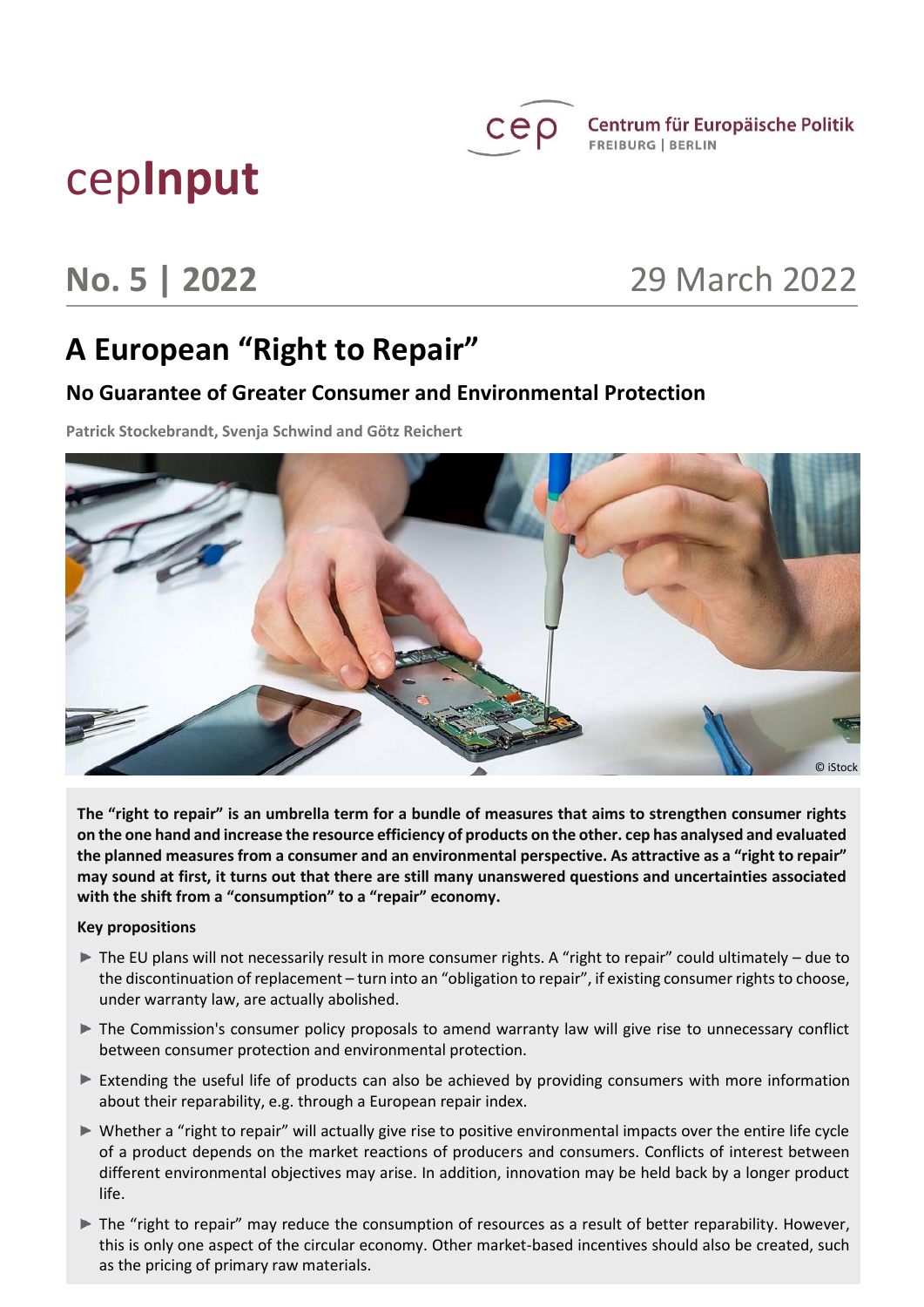cepInput

Centrum für Europäische Politik
FREIBURG | BERLIN

**No. 5 | 2022** 29 March 2022

# A European "Right to Repair"

## No Guarantee of Greater Consumer and Environmental Protection

**Patrick Stockebrandt, Svenja Schwind and Götz Reichert**

© iStock

**The "right to repair" is an umbrella term for a bundle of measures that aims to strengthen consumer rights on the one hand and increase the resource efficiency of products on the other. cep has analysed and evaluated the planned measures from a consumer and an environmental perspective. As attractive as a "right to repair" may sound at first, it turns out that there are still many unanswered questions and uncertainties associated with the shift from a "consumption" to a "repair" economy.**

**Key propositions**

- The EU plans will not necessarily result in more consumer rights. A "right to repair" could ultimately – due to the discontinuation of replacement – turn into an "obligation to repair", if existing consumer rights to choose, under warranty law, are actually abolished.
- The Commission's consumer policy proposals to amend warranty law will give rise to unnecessary conflict between consumer protection and environmental protection.
- Extending the useful life of products can also be achieved by providing consumers with more information about their reparability, e.g. through a European repair index.
- Whether a "right to repair" will actually give rise to positive environmental impacts over the entire life cycle of a product depends on the market reactions of producers and consumers. Conflicts of interest between different environmental objectives may arise. In addition, innovation may be held back by a longer product life.
- The "right to repair" may reduce the consumption of resources as a result of better reparability. However, this is only one aspect of the circular economy. Other market-based incentives should also be created, such as the pricing of primary raw materials.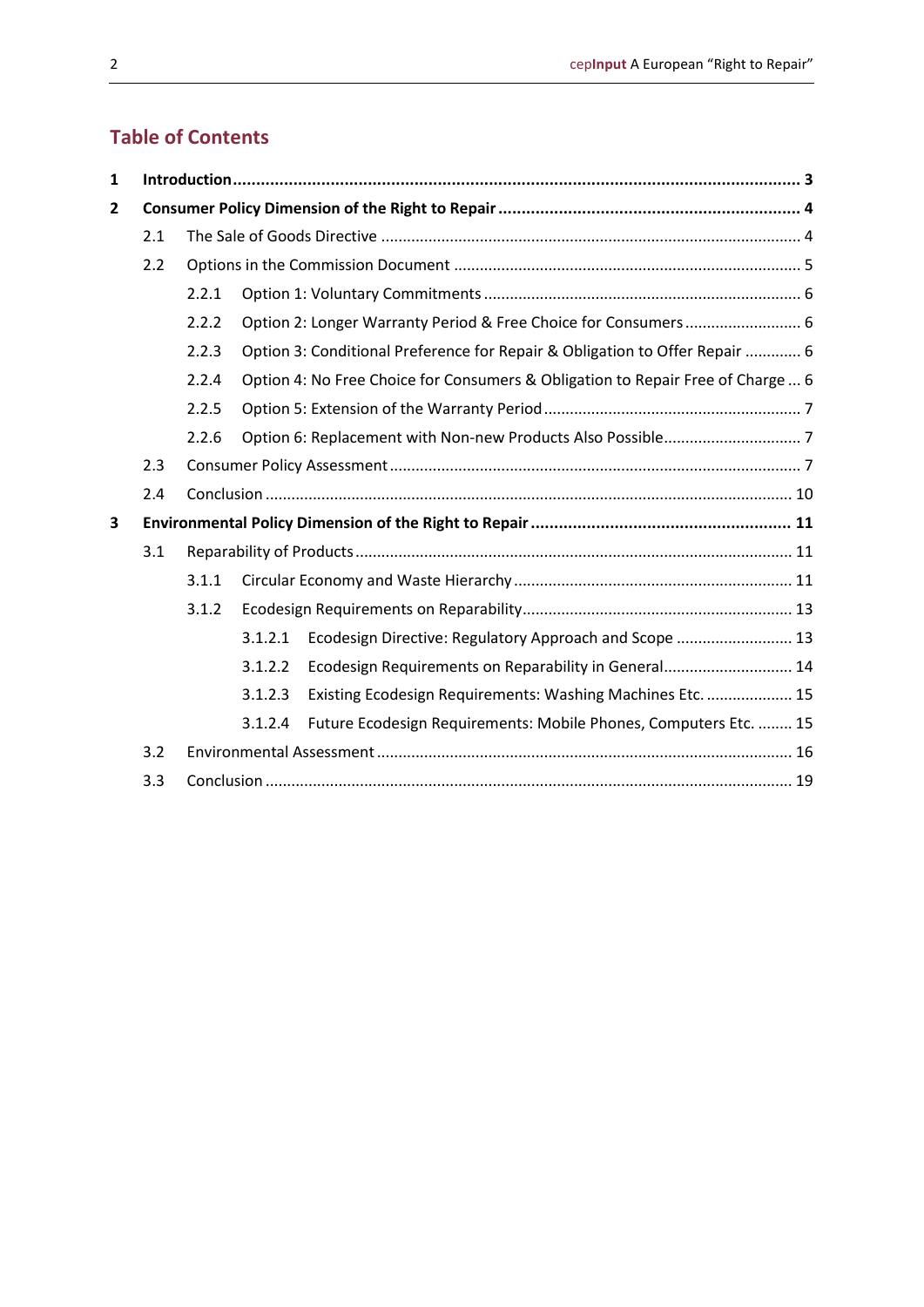## Table of Contents

**1 Introduction ........................................................................................................................ 3**

**2 Consumer Policy Dimension of the Right to Repair ................................................................ 4**

- 2.1 The Sale of Goods Directive ................................................................................................ 4
- 2.2 Options in the Commission Document ................................................................................ 5
  - 2.2.1 Option 1: Voluntary Commitments ......................................................................... 6
  - 2.2.2 Option 2: Longer Warranty Period & Free Choice for Consumers ........................... 6
  - 2.2.3 Option 3: Conditional Preference for Repair & Obligation to Offer Repair ............. 6
  - 2.2.4 Option 4: No Free Choice for Consumers & Obligation to Repair Free of Charge ... 6
  - 2.2.5 Option 5: Extension of the Warranty Period ........................................................... 7
  - 2.2.6 Option 6: Replacement with Non-new Products Also Possible ............................... 7
- 2.3 Consumer Policy Assessment .............................................................................................. 7
- 2.4 Conclusion ......................................................................................................................... 10

**3 Environmental Policy Dimension of the Right to Repair ........................................................ 11**

- 3.1 Reparability of Products .................................................................................................... 11
  - 3.1.1 Circular Economy and Waste Hierarchy ................................................................ 11
  - 3.1.2 Ecodesign Requirements on Reparability .............................................................. 13
    - 3.1.2.1 Ecodesign Directive: Regulatory Approach and Scope ........................... 13
    - 3.1.2.2 Ecodesign Requirements on Reparability in General .............................. 14
    - 3.1.2.3 Existing Ecodesign Requirements: Washing Machines Etc. .................... 15
    - 3.1.2.4 Future Ecodesign Requirements: Mobile Phones, Computers Etc. ......... 15
- 3.2 Environmental Assessment ................................................................................................ 16
- 3.3 Conclusion ......................................................................................................................... 19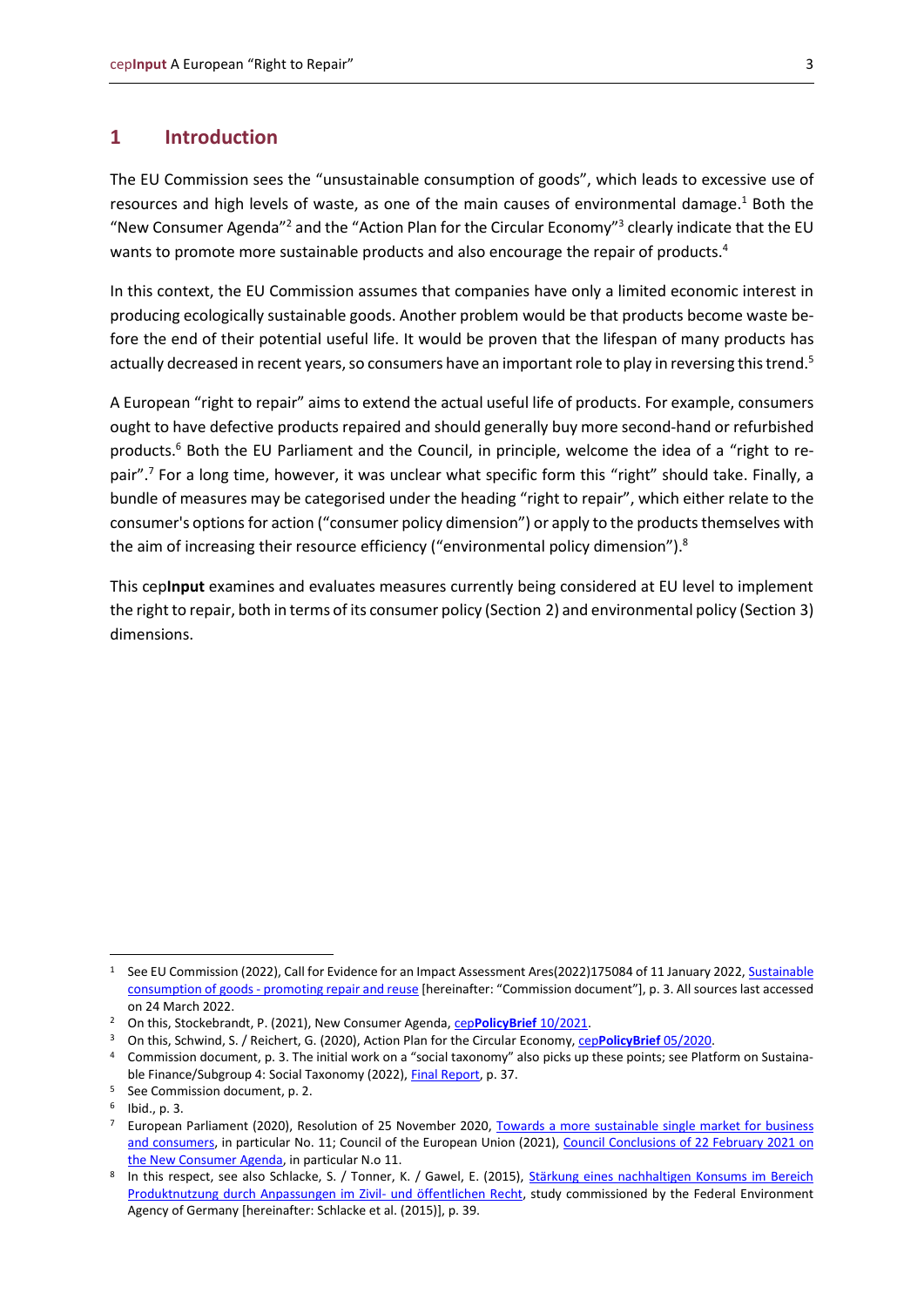# 1 Introduction

The EU Commission sees the "unsustainable consumption of goods", which leads to excessive use of resources and high levels of waste, as one of the main causes of environmental damage.[1] Both the "New Consumer Agenda"[2] and the "Action Plan for the Circular Economy"[3] clearly indicate that the EU wants to promote more sustainable products and also encourage the repair of products.[4]

In this context, the EU Commission assumes that companies have only a limited economic interest in producing ecologically sustainable goods. Another problem would be that products become waste before the end of their potential useful life. It would be proven that the lifespan of many products has actually decreased in recent years, so consumers have an important role to play in reversing this trend.[5]

A European "right to repair" aims to extend the actual useful life of products. For example, consumers ought to have defective products repaired and should generally buy more second-hand or refurbished products.[6] Both the EU Parliament and the Council, in principle, welcome the idea of a "right to repair".[7] For a long time, however, it was unclear what specific form this "right" should take. Finally, a bundle of measures may be categorised under the heading "right to repair", which either relate to the consumer's options for action ("consumer policy dimension") or apply to the products themselves with the aim of increasing their resource efficiency ("environmental policy dimension").[8]

This cep**Input** examines and evaluates measures currently being considered at EU level to implement the right to repair, both in terms of its consumer policy (Section 2) and environmental policy (Section 3) dimensions.

---

[1] See EU Commission (2022), Call for Evidence for an Impact Assessment Ares(2022)175084 of 11 January 2022, Sustainable consumption of goods - promoting repair and reuse [hereinafter: "Commission document"], p. 3. All sources last accessed on 24 March 2022.

[2] On this, Stockebrandt, P. (2021), New Consumer Agenda, cep**PolicyBrief** 10/2021.

[3] On this, Schwind, S. / Reichert, G. (2020), Action Plan for the Circular Economy, cep**PolicyBrief** 05/2020.

[4] Commission document, p. 3. The initial work on a "social taxonomy" also picks up these points; see Platform on Sustainable Finance/Subgroup 4: Social Taxonomy (2022), Final Report, p. 37.

[5] See Commission document, p. 2.

[6] Ibid., p. 3.

[7] European Parliament (2020), Resolution of 25 November 2020, Towards a more sustainable single market for business and consumers, in particular No. 11; Council of the European Union (2021), Council Conclusions of 22 February 2021 on the New Consumer Agenda, in particular N.o 11.

[8] In this respect, see also Schlacke, S. / Tonner, K. / Gawel, E. (2015), Stärkung eines nachhaltigen Konsums im Bereich Produktnutzung durch Anpassungen im Zivil- und öffentlichen Recht, study commissioned by the Federal Environment Agency of Germany [hereinafter: Schlacke et al. (2015)], p. 39.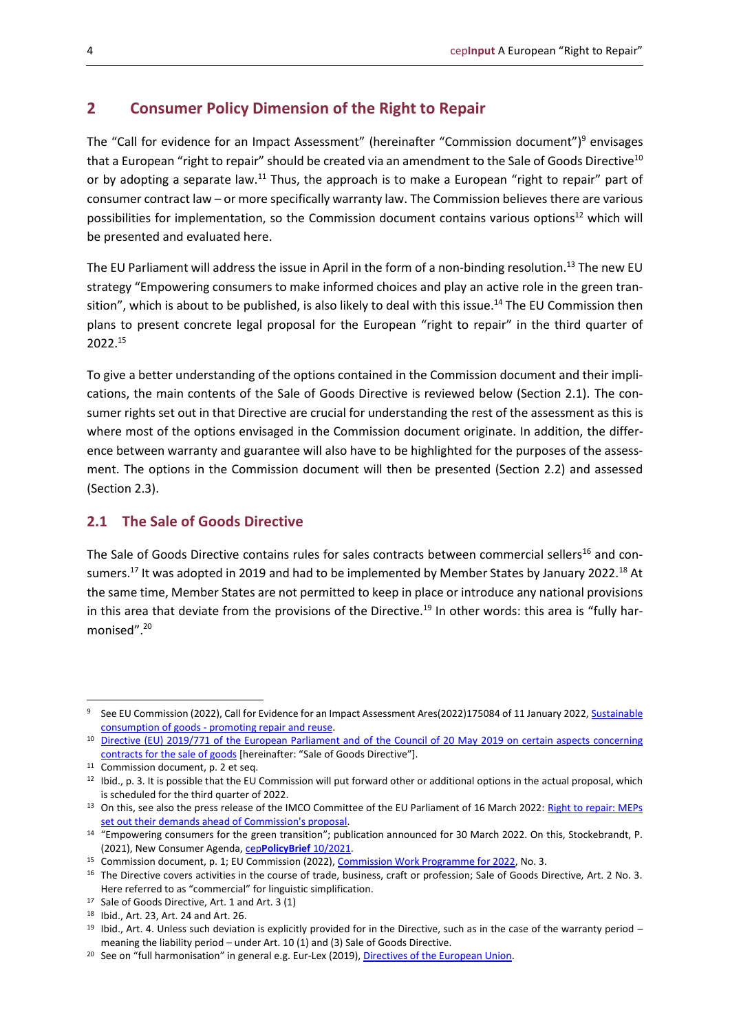## 2 Consumer Policy Dimension of the Right to Repair

The "Call for evidence for an Impact Assessment" (hereinafter "Commission document")[9] envisages that a European "right to repair" should be created via an amendment to the Sale of Goods Directive[10] or by adopting a separate law.[11] Thus, the approach is to make a European "right to repair" part of consumer contract law – or more specifically warranty law. The Commission believes there are various possibilities for implementation, so the Commission document contains various options[12] which will be presented and evaluated here.

The EU Parliament will address the issue in April in the form of a non-binding resolution.[13] The new EU strategy "Empowering consumers to make informed choices and play an active role in the green transition", which is about to be published, is also likely to deal with this issue.[14] The EU Commission then plans to present concrete legal proposal for the European "right to repair" in the third quarter of 2022.[15]

To give a better understanding of the options contained in the Commission document and their implications, the main contents of the Sale of Goods Directive is reviewed below (Section 2.1). The consumer rights set out in that Directive are crucial for understanding the rest of the assessment as this is where most of the options envisaged in the Commission document originate. In addition, the difference between warranty and guarantee will also have to be highlighted for the purposes of the assessment. The options in the Commission document will then be presented (Section 2.2) and assessed (Section 2.3).

### 2.1 The Sale of Goods Directive

The Sale of Goods Directive contains rules for sales contracts between commercial sellers[16] and consumers.[17] It was adopted in 2019 and had to be implemented by Member States by January 2022.[18] At the same time, Member States are not permitted to keep in place or introduce any national provisions in this area that deviate from the provisions of the Directive.[19] In other words: this area is "fully harmonised".[20]

---

[9] See EU Commission (2022), Call for Evidence for an Impact Assessment Ares(2022)175084 of 11 January 2022, Sustainable consumption of goods - promoting repair and reuse.

[10] Directive (EU) 2019/771 of the European Parliament and of the Council of 20 May 2019 on certain aspects concerning contracts for the sale of goods [hereinafter: "Sale of Goods Directive"].

[11] Commission document, p. 2 et seq.

[12] Ibid., p. 3. It is possible that the EU Commission will put forward other or additional options in the actual proposal, which is scheduled for the third quarter of 2022.

[13] On this, see also the press release of the IMCO Committee of the EU Parliament of 16 March 2022: Right to repair: MEPs set out their demands ahead of Commission's proposal.

[14] "Empowering consumers for the green transition"; publication announced for 30 March 2022. On this, Stockebrandt, P. (2021), New Consumer Agenda, cep**PolicyBrief** 10/2021.

[15] Commission document, p. 1; EU Commission (2022), Commission Work Programme for 2022, No. 3.

[16] The Directive covers activities in the course of trade, business, craft or profession; Sale of Goods Directive, Art. 2 No. 3. Here referred to as "commercial" for linguistic simplification.

[17] Sale of Goods Directive, Art. 1 and Art. 3 (1)

[18] Ibid., Art. 23, Art. 24 and Art. 26.

[19] Ibid., Art. 4. Unless such deviation is explicitly provided for in the Directive, such as in the case of the warranty period – meaning the liability period – under Art. 10 (1) and (3) Sale of Goods Directive.

[20] See on "full harmonisation" in general e.g. Eur-Lex (2019), Directives of the European Union.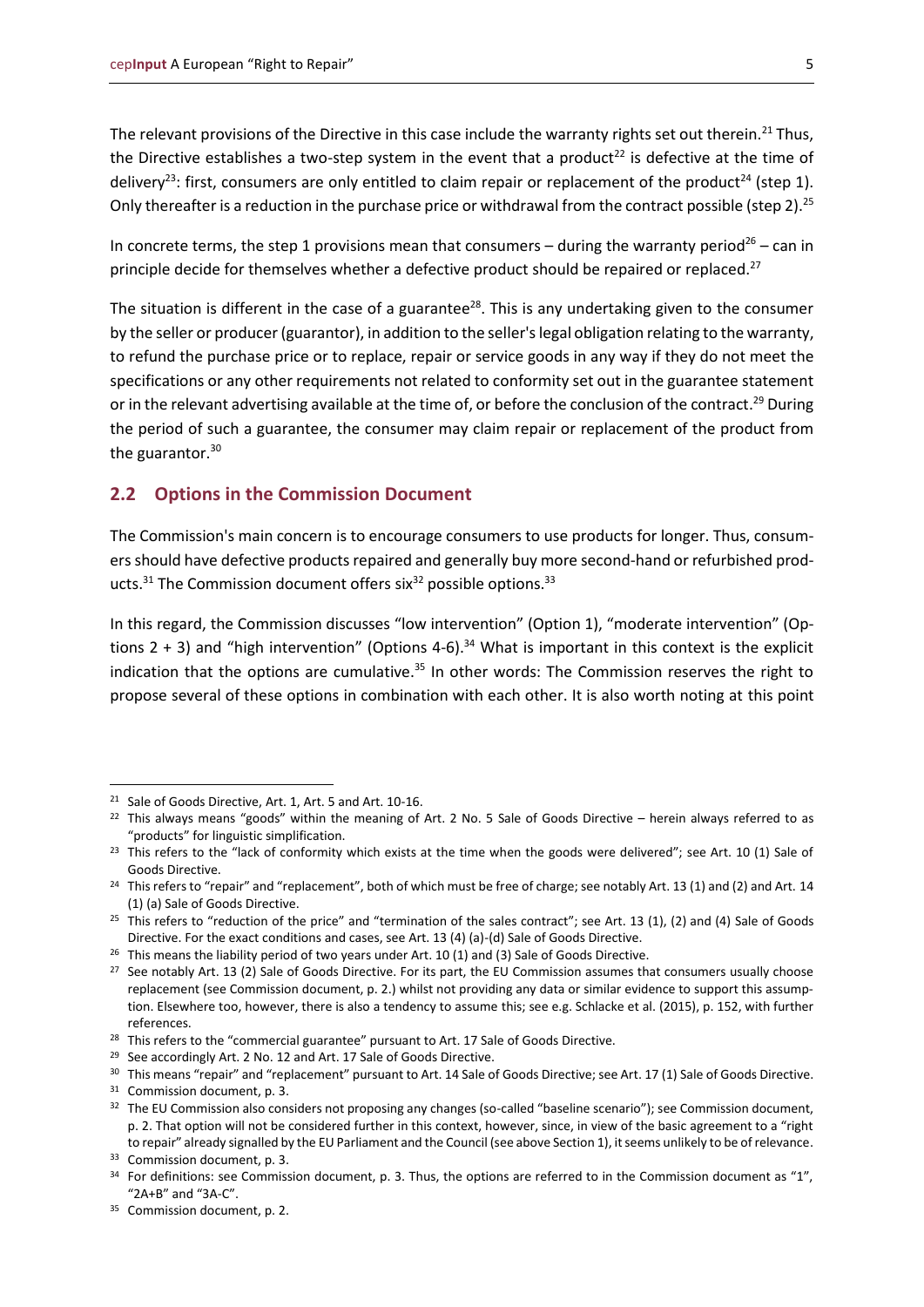The relevant provisions of the Directive in this case include the warranty rights set out therein.[21] Thus, the Directive establishes a two-step system in the event that a product[22] is defective at the time of delivery[23]: first, consumers are only entitled to claim repair or replacement of the product[24] (step 1). Only thereafter is a reduction in the purchase price or withdrawal from the contract possible (step 2).[25]

In concrete terms, the step 1 provisions mean that consumers – during the warranty period[26] – can in principle decide for themselves whether a defective product should be repaired or replaced.[27]

The situation is different in the case of a guarantee[28]. This is any undertaking given to the consumer by the seller or producer (guarantor), in addition to the seller's legal obligation relating to the warranty, to refund the purchase price or to replace, repair or service goods in any way if they do not meet the specifications or any other requirements not related to conformity set out in the guarantee statement or in the relevant advertising available at the time of, or before the conclusion of the contract.[29] During the period of such a guarantee, the consumer may claim repair or replacement of the product from the guarantor.[30]

## 2.2 Options in the Commission Document

The Commission's main concern is to encourage consumers to use products for longer. Thus, consumers should have defective products repaired and generally buy more second-hand or refurbished products.[31] The Commission document offers six[32] possible options.[33]

In this regard, the Commission discusses "low intervention" (Option 1), "moderate intervention" (Options 2 + 3) and "high intervention" (Options 4-6).[34] What is important in this context is the explicit indication that the options are cumulative.[35] In other words: The Commission reserves the right to propose several of these options in combination with each other. It is also worth noting at this point

---

[21] Sale of Goods Directive, Art. 1, Art. 5 and Art. 10-16.

[22] This always means "goods" within the meaning of Art. 2 No. 5 Sale of Goods Directive – herein always referred to as "products" for linguistic simplification.

[23] This refers to the "lack of conformity which exists at the time when the goods were delivered"; see Art. 10 (1) Sale of Goods Directive.

[24] This refers to "repair" and "replacement", both of which must be free of charge; see notably Art. 13 (1) and (2) and Art. 14 (1) (a) Sale of Goods Directive.

[25] This refers to "reduction of the price" and "termination of the sales contract"; see Art. 13 (1), (2) and (4) Sale of Goods Directive. For the exact conditions and cases, see Art. 13 (4) (a)-(d) Sale of Goods Directive.

[26] This means the liability period of two years under Art. 10 (1) and (3) Sale of Goods Directive.

[27] See notably Art. 13 (2) Sale of Goods Directive. For its part, the EU Commission assumes that consumers usually choose replacement (see Commission document, p. 2.) whilst not providing any data or similar evidence to support this assumption. Elsewhere too, however, there is also a tendency to assume this; see e.g. Schlacke et al. (2015), p. 152, with further references.

[28] This refers to the "commercial guarantee" pursuant to Art. 17 Sale of Goods Directive.

[29] See accordingly Art. 2 No. 12 and Art. 17 Sale of Goods Directive.

[30] This means "repair" and "replacement" pursuant to Art. 14 Sale of Goods Directive; see Art. 17 (1) Sale of Goods Directive.

[31] Commission document, p. 3.

[32] The EU Commission also considers not proposing any changes (so-called "baseline scenario"); see Commission document, p. 2. That option will not be considered further in this context, however, since, in view of the basic agreement to a "right to repair" already signalled by the EU Parliament and the Council (see above Section 1), it seems unlikely to be of relevance.

[33] Commission document, p. 3.

[34] For definitions: see Commission document, p. 3. Thus, the options are referred to in the Commission document as "1", "2A+B" and "3A-C".

[35] Commission document, p. 2.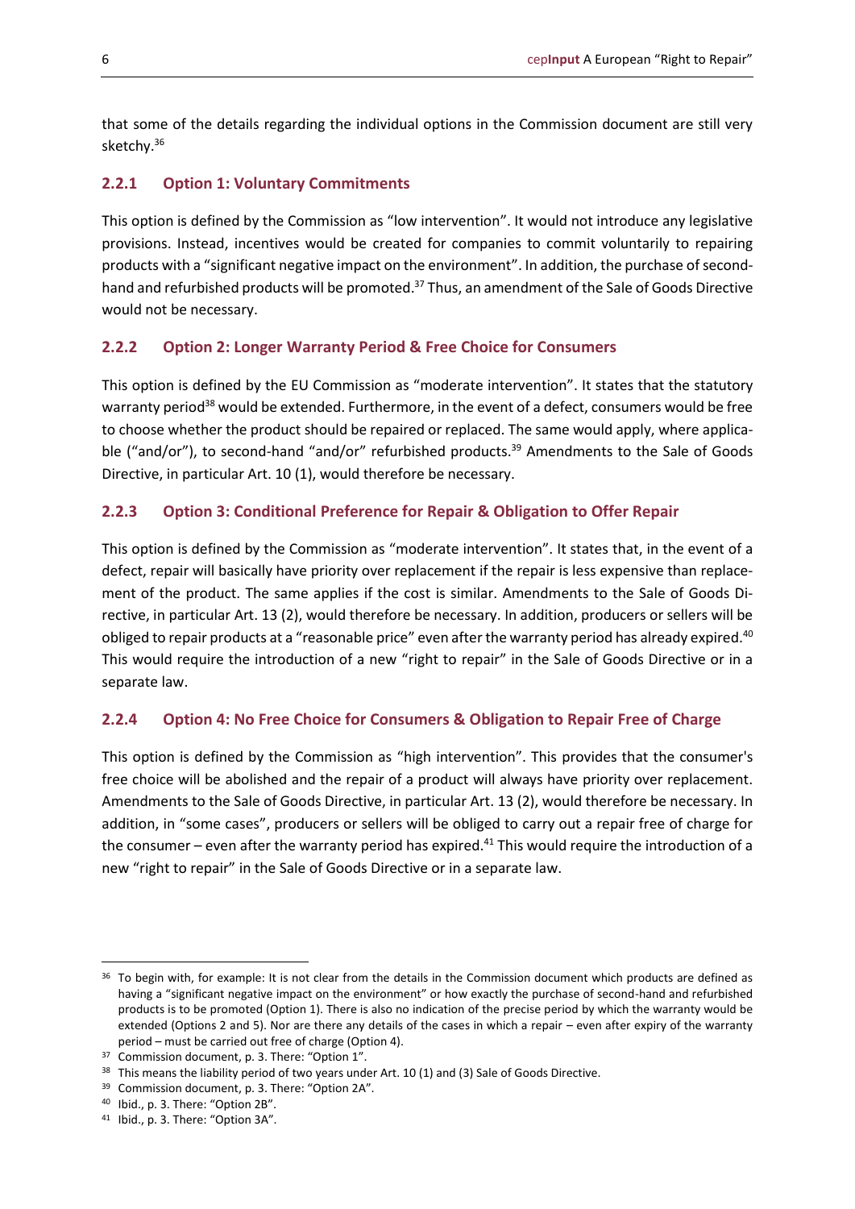that some of the details regarding the individual options in the Commission document are still very sketchy.[36]

### 2.2.1 Option 1: Voluntary Commitments

This option is defined by the Commission as "low intervention". It would not introduce any legislative provisions. Instead, incentives would be created for companies to commit voluntarily to repairing products with a "significant negative impact on the environment". In addition, the purchase of second-hand and refurbished products will be promoted.[37] Thus, an amendment of the Sale of Goods Directive would not be necessary.

### 2.2.2 Option 2: Longer Warranty Period & Free Choice for Consumers

This option is defined by the EU Commission as "moderate intervention". It states that the statutory warranty period[38] would be extended. Furthermore, in the event of a defect, consumers would be free to choose whether the product should be repaired or replaced. The same would apply, where applicable ("and/or"), to second-hand "and/or" refurbished products.[39] Amendments to the Sale of Goods Directive, in particular Art. 10 (1), would therefore be necessary.

### 2.2.3 Option 3: Conditional Preference for Repair & Obligation to Offer Repair

This option is defined by the Commission as "moderate intervention". It states that, in the event of a defect, repair will basically have priority over replacement if the repair is less expensive than replacement of the product. The same applies if the cost is similar. Amendments to the Sale of Goods Directive, in particular Art. 13 (2), would therefore be necessary. In addition, producers or sellers will be obliged to repair products at a "reasonable price" even after the warranty period has already expired.[40] This would require the introduction of a new "right to repair" in the Sale of Goods Directive or in a separate law.

### 2.2.4 Option 4: No Free Choice for Consumers & Obligation to Repair Free of Charge

This option is defined by the Commission as "high intervention". This provides that the consumer's free choice will be abolished and the repair of a product will always have priority over replacement. Amendments to the Sale of Goods Directive, in particular Art. 13 (2), would therefore be necessary. In addition, in "some cases", producers or sellers will be obliged to carry out a repair free of charge for the consumer – even after the warranty period has expired.[41] This would require the introduction of a new "right to repair" in the Sale of Goods Directive or in a separate law.

---

[36] To begin with, for example: It is not clear from the details in the Commission document which products are defined as having a "significant negative impact on the environment" or how exactly the purchase of second-hand and refurbished products is to be promoted (Option 1). There is also no indication of the precise period by which the warranty would be extended (Options 2 and 5). Nor are there any details of the cases in which a repair – even after expiry of the warranty period – must be carried out free of charge (Option 4).

[37] Commission document, p. 3. There: "Option 1".

[38] This means the liability period of two years under Art. 10 (1) and (3) Sale of Goods Directive.

[39] Commission document, p. 3. There: "Option 2A".

[40] Ibid., p. 3. There: "Option 2B".

[41] Ibid., p. 3. There: "Option 3A".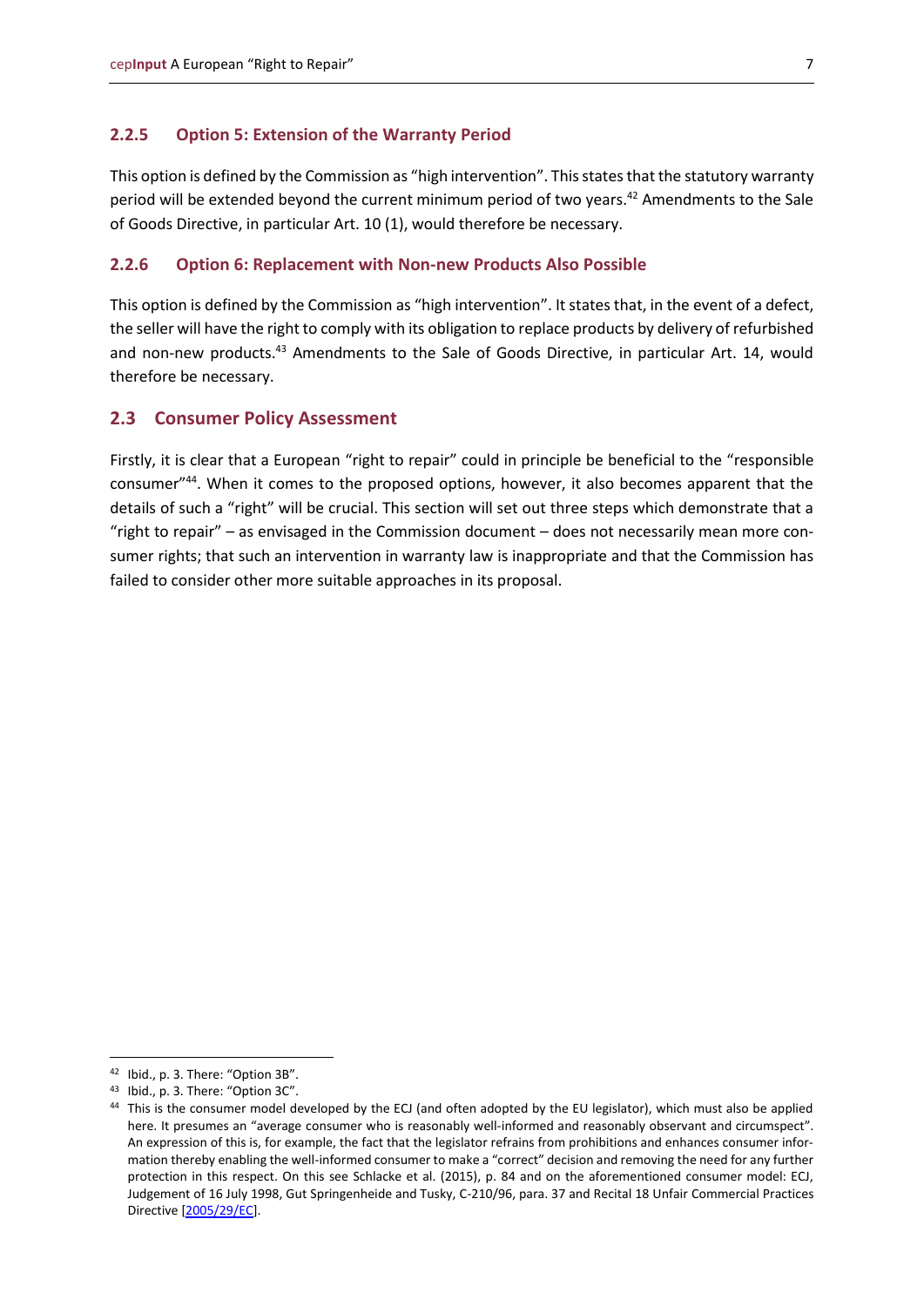### 2.2.5 Option 5: Extension of the Warranty Period

This option is defined by the Commission as "high intervention". This states that the statutory warranty period will be extended beyond the current minimum period of two years.[42] Amendments to the Sale of Goods Directive, in particular Art. 10 (1), would therefore be necessary.

### 2.2.6 Option 6: Replacement with Non-new Products Also Possible

This option is defined by the Commission as "high intervention". It states that, in the event of a defect, the seller will have the right to comply with its obligation to replace products by delivery of refurbished and non-new products.[43] Amendments to the Sale of Goods Directive, in particular Art. 14, would therefore be necessary.

## 2.3 Consumer Policy Assessment

Firstly, it is clear that a European "right to repair" could in principle be beneficial to the "responsible consumer"[44]. When it comes to the proposed options, however, it also becomes apparent that the details of such a "right" will be crucial. This section will set out three steps which demonstrate that a "right to repair" – as envisaged in the Commission document – does not necessarily mean more consumer rights; that such an intervention in warranty law is inappropriate and that the Commission has failed to consider other more suitable approaches in its proposal.

---

[42] Ibid., p. 3. There: "Option 3B".

[43] Ibid., p. 3. There: "Option 3C".

[44] This is the consumer model developed by the ECJ (and often adopted by the EU legislator), which must also be applied here. It presumes an "average consumer who is reasonably well-informed and reasonably observant and circumspect". An expression of this is, for example, the fact that the legislator refrains from prohibitions and enhances consumer information thereby enabling the well-informed consumer to make a "correct" decision and removing the need for any further protection in this respect. On this see Schlacke et al. (2015), p. 84 and on the aforementioned consumer model: ECJ, Judgement of 16 July 1998, Gut Springenheide and Tusky, C-210/96, para. 37 and Recital 18 Unfair Commercial Practices Directive [2005/29/EC].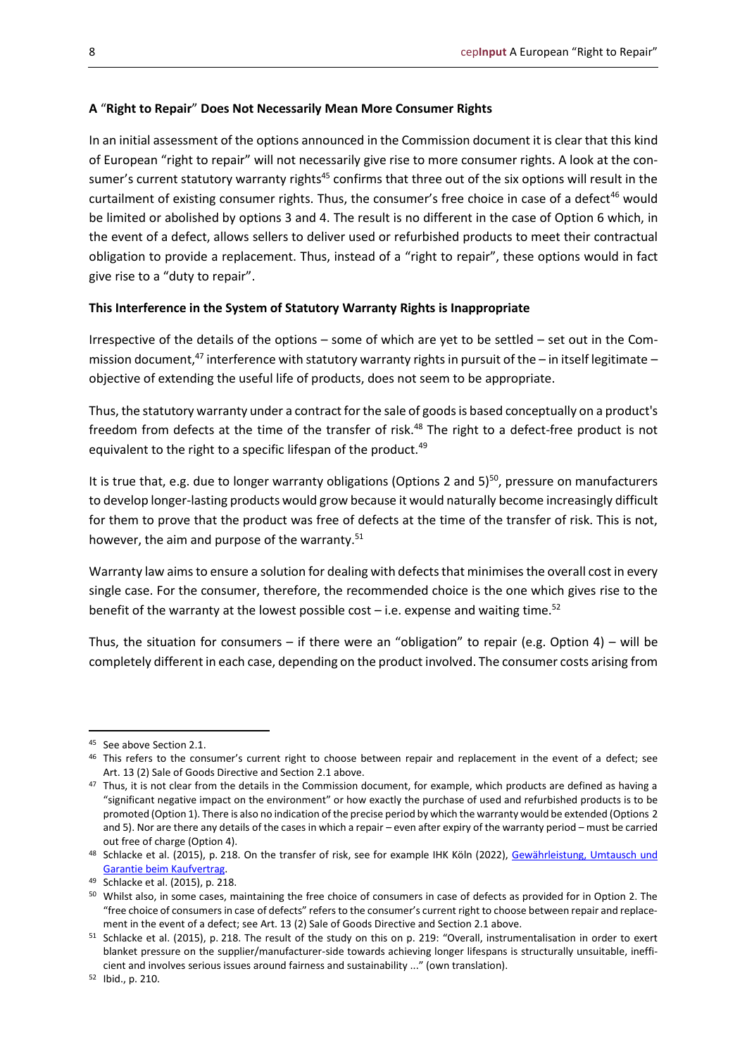**A "Right to Repair" Does Not Necessarily Mean More Consumer Rights**

In an initial assessment of the options announced in the Commission document it is clear that this kind of European "right to repair" will not necessarily give rise to more consumer rights. A look at the consumer's current statutory warranty rights[45] confirms that three out of the six options will result in the curtailment of existing consumer rights. Thus, the consumer's free choice in case of a defect[46] would be limited or abolished by options 3 and 4. The result is no different in the case of Option 6 which, in the event of a defect, allows sellers to deliver used or refurbished products to meet their contractual obligation to provide a replacement. Thus, instead of a "right to repair", these options would in fact give rise to a "duty to repair".

**This Interference in the System of Statutory Warranty Rights is Inappropriate**

Irrespective of the details of the options – some of which are yet to be settled – set out in the Commission document,[47] interference with statutory warranty rights in pursuit of the – in itself legitimate – objective of extending the useful life of products, does not seem to be appropriate.

Thus, the statutory warranty under a contract for the sale of goods is based conceptually on a product's freedom from defects at the time of the transfer of risk.[48] The right to a defect-free product is not equivalent to the right to a specific lifespan of the product.[49]

It is true that, e.g. due to longer warranty obligations (Options 2 and 5)[50], pressure on manufacturers to develop longer-lasting products would grow because it would naturally become increasingly difficult for them to prove that the product was free of defects at the time of the transfer of risk. This is not, however, the aim and purpose of the warranty.[51]

Warranty law aims to ensure a solution for dealing with defects that minimises the overall cost in every single case. For the consumer, therefore, the recommended choice is the one which gives rise to the benefit of the warranty at the lowest possible cost – i.e. expense and waiting time.[52]

Thus, the situation for consumers – if there were an "obligation" to repair (e.g. Option 4) – will be completely different in each case, depending on the product involved. The consumer costs arising from

---

[45] See above Section 2.1.

[46] This refers to the consumer's current right to choose between repair and replacement in the event of a defect; see Art. 13 (2) Sale of Goods Directive and Section 2.1 above.

[47] Thus, it is not clear from the details in the Commission document, for example, which products are defined as having a "significant negative impact on the environment" or how exactly the purchase of used and refurbished products is to be promoted (Option 1). There is also no indication of the precise period by which the warranty would be extended (Options 2 and 5). Nor are there any details of the cases in which a repair – even after expiry of the warranty period – must be carried out free of charge (Option 4).

[48] Schlacke et al. (2015), p. 218. On the transfer of risk, see for example IHK Köln (2022), Gewährleistung, Umtausch und Garantie beim Kaufvertrag.

[49] Schlacke et al. (2015), p. 218.

[50] Whilst also, in some cases, maintaining the free choice of consumers in case of defects as provided for in Option 2. The "free choice of consumers in case of defects" refers to the consumer's current right to choose between repair and replacement in the event of a defect; see Art. 13 (2) Sale of Goods Directive and Section 2.1 above.

[51] Schlacke et al. (2015), p. 218. The result of the study on this on p. 219: "Overall, instrumentalisation in order to exert blanket pressure on the supplier/manufacturer-side towards achieving longer lifespans is structurally unsuitable, inefficient and involves serious issues around fairness and sustainability ..." (own translation).

[52] Ibid., p. 210.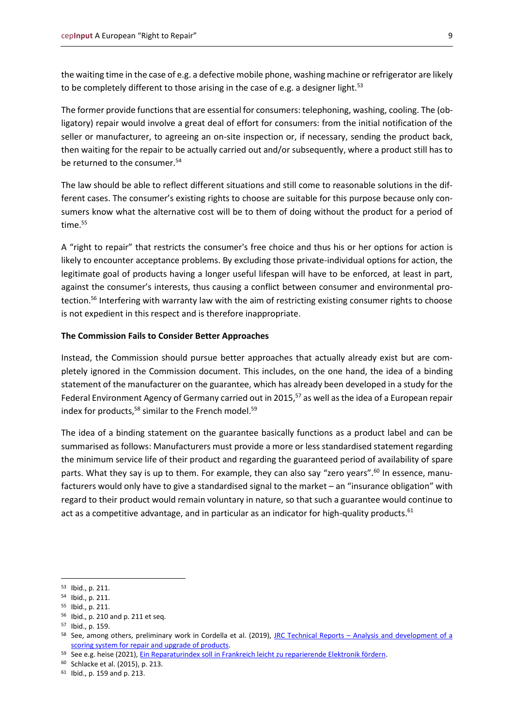the waiting time in the case of e.g. a defective mobile phone, washing machine or refrigerator are likely to be completely different to those arising in the case of e.g. a designer light.[53]

The former provide functions that are essential for consumers: telephoning, washing, cooling. The (obligatory) repair would involve a great deal of effort for consumers: from the initial notification of the seller or manufacturer, to agreeing an on-site inspection or, if necessary, sending the product back, then waiting for the repair to be actually carried out and/or subsequently, where a product still has to be returned to the consumer.[54]

The law should be able to reflect different situations and still come to reasonable solutions in the different cases. The consumer's existing rights to choose are suitable for this purpose because only consumers know what the alternative cost will be to them of doing without the product for a period of time.[55]

A "right to repair" that restricts the consumer's free choice and thus his or her options for action is likely to encounter acceptance problems. By excluding those private-individual options for action, the legitimate goal of products having a longer useful lifespan will have to be enforced, at least in part, against the consumer's interests, thus causing a conflict between consumer and environmental protection.[56] Interfering with warranty law with the aim of restricting existing consumer rights to choose is not expedient in this respect and is therefore inappropriate.

**The Commission Fails to Consider Better Approaches**

Instead, the Commission should pursue better approaches that actually already exist but are completely ignored in the Commission document. This includes, on the one hand, the idea of a binding statement of the manufacturer on the guarantee, which has already been developed in a study for the Federal Environment Agency of Germany carried out in 2015,[57] as well as the idea of a European repair index for products,[58] similar to the French model.[59]

The idea of a binding statement on the guarantee basically functions as a product label and can be summarised as follows: Manufacturers must provide a more or less standardised statement regarding the minimum service life of their product and regarding the guaranteed period of availability of spare parts. What they say is up to them. For example, they can also say "zero years".[60] In essence, manufacturers would only have to give a standardised signal to the market – an "insurance obligation" with regard to their product would remain voluntary in nature, so that such a guarantee would continue to act as a competitive advantage, and in particular as an indicator for high-quality products.[61]

---

[53] Ibid., p. 211.
[54] Ibid., p. 211.
[55] Ibid., p. 211.
[56] Ibid., p. 210 and p. 211 et seq.
[57] Ibid., p. 159.
[58] See, among others, preliminary work in Cordella et al. (2019), JRC Technical Reports – Analysis and development of a scoring system for repair and upgrade of products.
[59] See e.g. heise (2021), Ein Reparaturindex soll in Frankreich leicht zu reparierende Elektronik fördern.
[60] Schlacke et al. (2015), p. 213.
[61] Ibid., p. 159 and p. 213.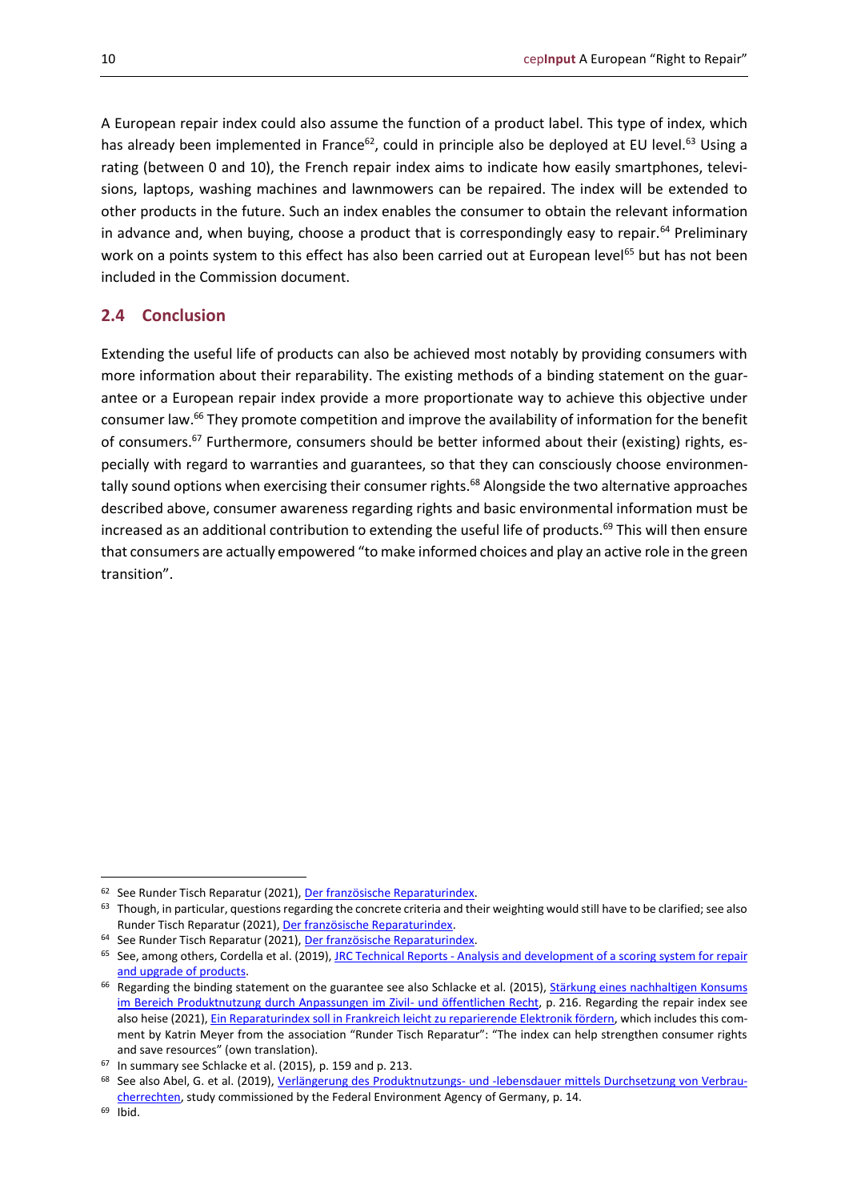A European repair index could also assume the function of a product label. This type of index, which has already been implemented in France[62], could in principle also be deployed at EU level.[63] Using a rating (between 0 and 10), the French repair index aims to indicate how easily smartphones, televisions, laptops, washing machines and lawnmowers can be repaired. The index will be extended to other products in the future. Such an index enables the consumer to obtain the relevant information in advance and, when buying, choose a product that is correspondingly easy to repair.[64] Preliminary work on a points system to this effect has also been carried out at European level[65] but has not been included in the Commission document.

## 2.4 Conclusion

Extending the useful life of products can also be achieved most notably by providing consumers with more information about their reparability. The existing methods of a binding statement on the guarantee or a European repair index provide a more proportionate way to achieve this objective under consumer law.[66] They promote competition and improve the availability of information for the benefit of consumers.[67] Furthermore, consumers should be better informed about their (existing) rights, especially with regard to warranties and guarantees, so that they can consciously choose environmentally sound options when exercising their consumer rights.[68] Alongside the two alternative approaches described above, consumer awareness regarding rights and basic environmental information must be increased as an additional contribution to extending the useful life of products.[69] This will then ensure that consumers are actually empowered "to make informed choices and play an active role in the green transition".

---

[62] See Runder Tisch Reparatur (2021), Der französische Reparaturindex.

[63] Though, in particular, questions regarding the concrete criteria and their weighting would still have to be clarified; see also Runder Tisch Reparatur (2021), Der französische Reparaturindex.

[64] See Runder Tisch Reparatur (2021), Der französische Reparaturindex.

[65] See, among others, Cordella et al. (2019), JRC Technical Reports - Analysis and development of a scoring system for repair and upgrade of products.

[66] Regarding the binding statement on the guarantee see also Schlacke et al. (2015), Stärkung eines nachhaltigen Konsums im Bereich Produktnutzung durch Anpassungen im Zivil- und öffentlichen Recht, p. 216. Regarding the repair index see also heise (2021), Ein Reparaturindex soll in Frankreich leicht zu reparierende Elektronik fördern, which includes this comment by Katrin Meyer from the association "Runder Tisch Reparatur": "The index can help strengthen consumer rights and save resources" (own translation).

[67] In summary see Schlacke et al. (2015), p. 159 and p. 213.

[68] See also Abel, G. et al. (2019), Verlängerung des Produktnutzungs- und -lebensdauer mittels Durchsetzung von Verbraucherrechten, study commissioned by the Federal Environment Agency of Germany, p. 14.

[69] Ibid.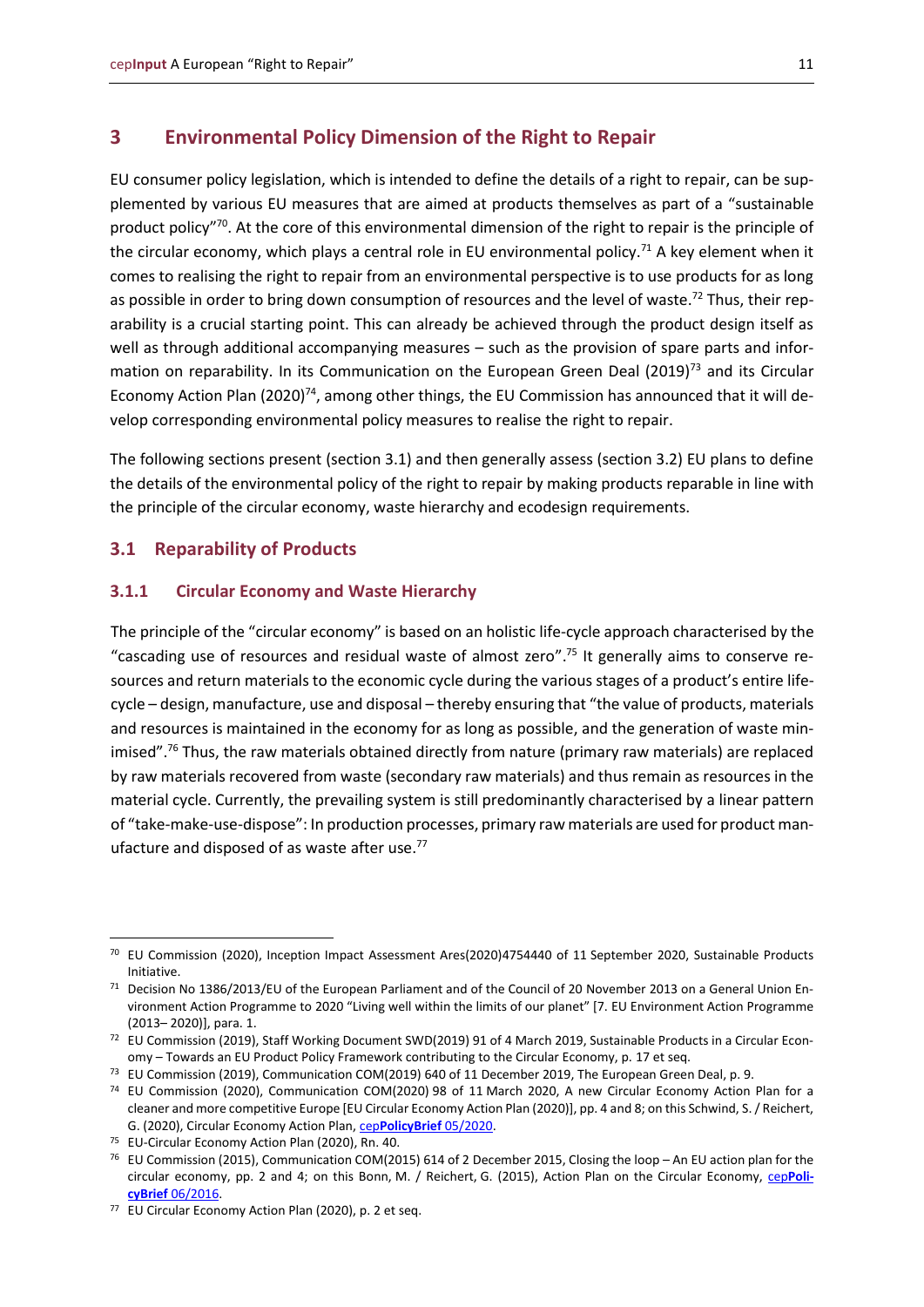## 3 Environmental Policy Dimension of the Right to Repair

EU consumer policy legislation, which is intended to define the details of a right to repair, can be supplemented by various EU measures that are aimed at products themselves as part of a "sustainable product policy"[70]. At the core of this environmental dimension of the right to repair is the principle of the circular economy, which plays a central role in EU environmental policy.[71] A key element when it comes to realising the right to repair from an environmental perspective is to use products for as long as possible in order to bring down consumption of resources and the level of waste.[72] Thus, their reparability is a crucial starting point. This can already be achieved through the product design itself as well as through additional accompanying measures – such as the provision of spare parts and information on reparability. In its Communication on the European Green Deal (2019)[73] and its Circular Economy Action Plan (2020)[74], among other things, the EU Commission has announced that it will develop corresponding environmental policy measures to realise the right to repair.

The following sections present (section 3.1) and then generally assess (section 3.2) EU plans to define the details of the environmental policy of the right to repair by making products reparable in line with the principle of the circular economy, waste hierarchy and ecodesign requirements.

### 3.1 Reparability of Products

#### 3.1.1 Circular Economy and Waste Hierarchy

The principle of the "circular economy" is based on an holistic life-cycle approach characterised by the "cascading use of resources and residual waste of almost zero".[75] It generally aims to conserve resources and return materials to the economic cycle during the various stages of a product's entire lifecycle – design, manufacture, use and disposal – thereby ensuring that "the value of products, materials and resources is maintained in the economy for as long as possible, and the generation of waste minimised".[76] Thus, the raw materials obtained directly from nature (primary raw materials) are replaced by raw materials recovered from waste (secondary raw materials) and thus remain as resources in the material cycle. Currently, the prevailing system is still predominantly characterised by a linear pattern of "take-make-use-dispose": In production processes, primary raw materials are used for product manufacture and disposed of as waste after use.[77]

---

[70] EU Commission (2020), Inception Impact Assessment Ares(2020)4754440 of 11 September 2020, Sustainable Products Initiative.

[71] Decision No 1386/2013/EU of the European Parliament and of the Council of 20 November 2013 on a General Union Environment Action Programme to 2020 "Living well within the limits of our planet" [7. EU Environment Action Programme (2013– 2020)], para. 1.

[72] EU Commission (2019), Staff Working Document SWD(2019) 91 of 4 March 2019, Sustainable Products in a Circular Economy – Towards an EU Product Policy Framework contributing to the Circular Economy, p. 17 et seq.

[73] EU Commission (2019), Communication COM(2019) 640 of 11 December 2019, The European Green Deal, p. 9.

[74] EU Commission (2020), Communication COM(2020) 98 of 11 March 2020, A new Circular Economy Action Plan for a cleaner and more competitive Europe [EU Circular Economy Action Plan (2020)], pp. 4 and 8; on this Schwind, S. / Reichert, G. (2020), Circular Economy Action Plan, cep**PolicyBrief** 05/2020.

[75] EU-Circular Economy Action Plan (2020), Rn. 40.

[76] EU Commission (2015), Communication COM(2015) 614 of 2 December 2015, Closing the loop – An EU action plan for the circular economy, pp. 2 and 4; on this Bonn, M. / Reichert, G. (2015), Action Plan on the Circular Economy, cep**PolicyBrief** 06/2016.

[77] EU Circular Economy Action Plan (2020), p. 2 et seq.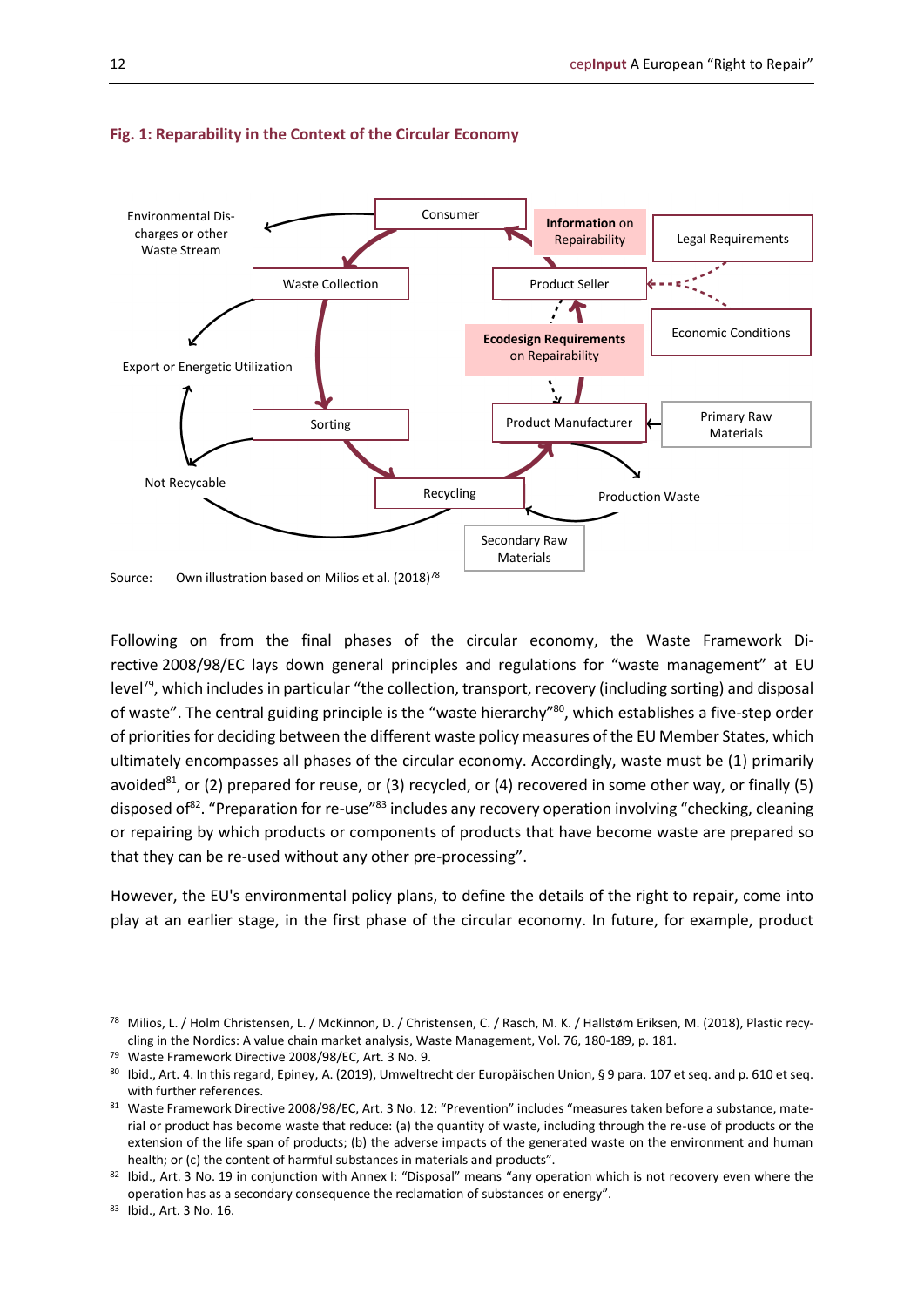**Fig. 1: Reparability in the Context of the Circular Economy**

Source: Own illustration based on Milios et al. (2018)[78]

Following on from the final phases of the circular economy, the Waste Framework Directive 2008/98/EC lays down general principles and regulations for "waste management" at EU level[79], which includes in particular "the collection, transport, recovery (including sorting) and disposal of waste". The central guiding principle is the "waste hierarchy"[80], which establishes a five-step order of priorities for deciding between the different waste policy measures of the EU Member States, which ultimately encompasses all phases of the circular economy. Accordingly, waste must be (1) primarily avoided[81], or (2) prepared for reuse, or (3) recycled, or (4) recovered in some other way, or finally (5) disposed of[82]. "Preparation for re-use"[83] includes any recovery operation involving "checking, cleaning or repairing by which products or components of products that have become waste are prepared so that they can be re-used without any other pre-processing".

However, the EU's environmental policy plans, to define the details of the right to repair, come into play at an earlier stage, in the first phase of the circular economy. In future, for example, product

---

[78] Milios, L. / Holm Christensen, L. / McKinnon, D. / Christensen, C. / Rasch, M. K. / Hallstøm Eriksen, M. (2018), Plastic recycling in the Nordics: A value chain market analysis, Waste Management, Vol. 76, 180-189, p. 181.

[79] Waste Framework Directive 2008/98/EC, Art. 3 No. 9.

[80] Ibid., Art. 4. In this regard, Epiney, A. (2019), Umweltrecht der Europäischen Union, § 9 para. 107 et seq. and p. 610 et seq. with further references.

[81] Waste Framework Directive 2008/98/EC, Art. 3 No. 12: "Prevention" includes "measures taken before a substance, material or product has become waste that reduce: (a) the quantity of waste, including through the re-use of products or the extension of the life span of products; (b) the adverse impacts of the generated waste on the environment and human health; or (c) the content of harmful substances in materials and products".

[82] Ibid., Art. 3 No. 19 in conjunction with Annex I: "Disposal" means "any operation which is not recovery even where the operation has as a secondary consequence the reclamation of substances or energy".

[83] Ibid., Art. 3 No. 16.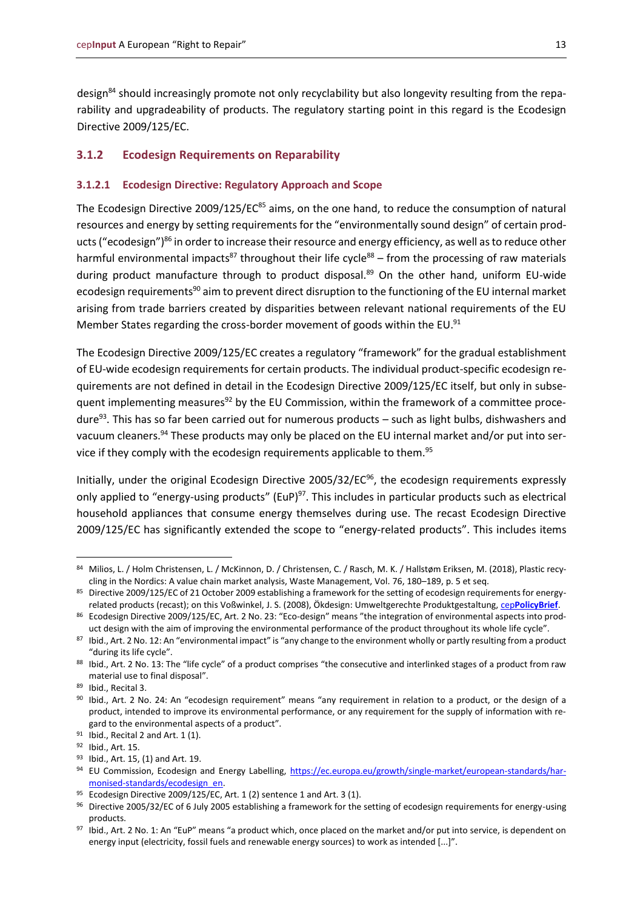design[84] should increasingly promote not only recyclability but also longevity resulting from the reparability and upgradeability of products. The regulatory starting point in this regard is the Ecodesign Directive 2009/125/EC.

### 3.1.2 Ecodesign Requirements on Reparability

#### 3.1.2.1 Ecodesign Directive: Regulatory Approach and Scope

The Ecodesign Directive 2009/125/EC[85] aims, on the one hand, to reduce the consumption of natural resources and energy by setting requirements for the "environmentally sound design" of certain products ("ecodesign")[86] in order to increase their resource and energy efficiency, as well as to reduce other harmful environmental impacts[87] throughout their life cycle[88] – from the processing of raw materials during product manufacture through to product disposal.[89] On the other hand, uniform EU-wide ecodesign requirements[90] aim to prevent direct disruption to the functioning of the EU internal market arising from trade barriers created by disparities between relevant national requirements of the EU Member States regarding the cross-border movement of goods within the EU.[91]

The Ecodesign Directive 2009/125/EC creates a regulatory "framework" for the gradual establishment of EU-wide ecodesign requirements for certain products. The individual product-specific ecodesign requirements are not defined in detail in the Ecodesign Directive 2009/125/EC itself, but only in subsequent implementing measures[92] by the EU Commission, within the framework of a committee procedure[93]. This has so far been carried out for numerous products – such as light bulbs, dishwashers and vacuum cleaners.[94] These products may only be placed on the EU internal market and/or put into service if they comply with the ecodesign requirements applicable to them.[95]

Initially, under the original Ecodesign Directive 2005/32/EC[96], the ecodesign requirements expressly only applied to "energy-using products" (EuP)[97]. This includes in particular products such as electrical household appliances that consume energy themselves during use. The recast Ecodesign Directive 2009/125/EC has significantly extended the scope to "energy-related products". This includes items

---

[84] Milios, L. / Holm Christensen, L. / McKinnon, D. / Christensen, C. / Rasch, M. K. / Hallstøm Eriksen, M. (2018), Plastic recycling in the Nordics: A value chain market analysis, Waste Management, Vol. 76, 180–189, p. 5 et seq.

[85] Directive 2009/125/EC of 21 October 2009 establishing a framework for the setting of ecodesign requirements for energy-related products (recast); on this Voßwinkel, J. S. (2008), Ökdesign: Umweltgerechte Produktgestaltung, cep**PolicyBrief**.

[86] Ecodesign Directive 2009/125/EC, Art. 2 No. 23: "Eco-design" means "the integration of environmental aspects into product design with the aim of improving the environmental performance of the product throughout its whole life cycle".

[87] Ibid., Art. 2 No. 12: An "environmental impact" is "any change to the environment wholly or partly resulting from a product "during its life cycle".

[88] Ibid., Art. 2 No. 13: The "life cycle" of a product comprises "the consecutive and interlinked stages of a product from raw material use to final disposal".

[89] Ibid., Recital 3.

[90] Ibid., Art. 2 No. 24: An "ecodesign requirement" means "any requirement in relation to a product, or the design of a product, intended to improve its environmental performance, or any requirement for the supply of information with regard to the environmental aspects of a product".

[91] Ibid., Recital 2 and Art. 1 (1).

[92] Ibid., Art. 15.

[93] Ibid., Art. 15, (1) and Art. 19.

[94] EU Commission, Ecodesign and Energy Labelling, https://ec.europa.eu/growth/single-market/european-standards/harmonised-standards/ecodesign_en.

[95] Ecodesign Directive 2009/125/EC, Art. 1 (2) sentence 1 and Art. 3 (1).

[96] Directive 2005/32/EC of 6 July 2005 establishing a framework for the setting of ecodesign requirements for energy-using products.

[97] Ibid., Art. 2 No. 1: An "EuP" means "a product which, once placed on the market and/or put into service, is dependent on energy input (electricity, fossil fuels and renewable energy sources) to work as intended [...]".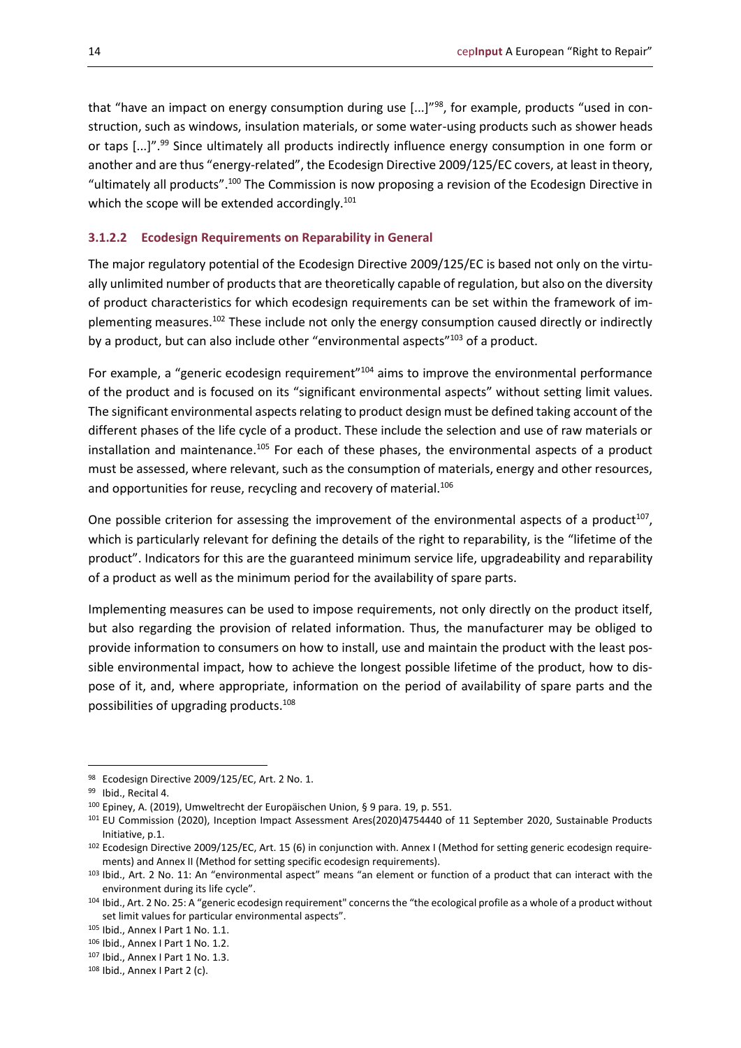that "have an impact on energy consumption during use [...]"[98], for example, products "used in construction, such as windows, insulation materials, or some water-using products such as shower heads or taps [...]".[99] Since ultimately all products indirectly influence energy consumption in one form or another and are thus "energy-related", the Ecodesign Directive 2009/125/EC covers, at least in theory, "ultimately all products".[100] The Commission is now proposing a revision of the Ecodesign Directive in which the scope will be extended accordingly.[101]

#### 3.1.2.2 Ecodesign Requirements on Reparability in General

The major regulatory potential of the Ecodesign Directive 2009/125/EC is based not only on the virtually unlimited number of products that are theoretically capable of regulation, but also on the diversity of product characteristics for which ecodesign requirements can be set within the framework of implementing measures.[102] These include not only the energy consumption caused directly or indirectly by a product, but can also include other "environmental aspects"[103] of a product.

For example, a "generic ecodesign requirement"[104] aims to improve the environmental performance of the product and is focused on its "significant environmental aspects" without setting limit values. The significant environmental aspects relating to product design must be defined taking account of the different phases of the life cycle of a product. These include the selection and use of raw materials or installation and maintenance.[105] For each of these phases, the environmental aspects of a product must be assessed, where relevant, such as the consumption of materials, energy and other resources, and opportunities for reuse, recycling and recovery of material.[106]

One possible criterion for assessing the improvement of the environmental aspects of a product[107], which is particularly relevant for defining the details of the right to reparability, is the "lifetime of the product". Indicators for this are the guaranteed minimum service life, upgradeability and reparability of a product as well as the minimum period for the availability of spare parts.

Implementing measures can be used to impose requirements, not only directly on the product itself, but also regarding the provision of related information. Thus, the manufacturer may be obliged to provide information to consumers on how to install, use and maintain the product with the least possible environmental impact, how to achieve the longest possible lifetime of the product, how to dispose of it, and, where appropriate, information on the period of availability of spare parts and the possibilities of upgrading products.[108]

---

[98] Ecodesign Directive 2009/125/EC, Art. 2 No. 1.

[99] Ibid., Recital 4.

[100] Epiney, A. (2019), Umweltrecht der Europäischen Union, § 9 para. 19, p. 551.

[101] EU Commission (2020), Inception Impact Assessment Ares(2020)4754440 of 11 September 2020, Sustainable Products Initiative, p.1.

[102] Ecodesign Directive 2009/125/EC, Art. 15 (6) in conjunction with. Annex I (Method for setting generic ecodesign requirements) and Annex II (Method for setting specific ecodesign requirements).

[103] Ibid., Art. 2 No. 11: An "environmental aspect" means "an element or function of a product that can interact with the environment during its life cycle".

[104] Ibid., Art. 2 No. 25: A "generic ecodesign requirement" concerns the "the ecological profile as a whole of a product without set limit values for particular environmental aspects".

[105] Ibid., Annex I Part 1 No. 1.1.

[106] Ibid., Annex I Part 1 No. 1.2.

[107] Ibid., Annex I Part 1 No. 1.3.

[108] Ibid., Annex I Part 2 (c).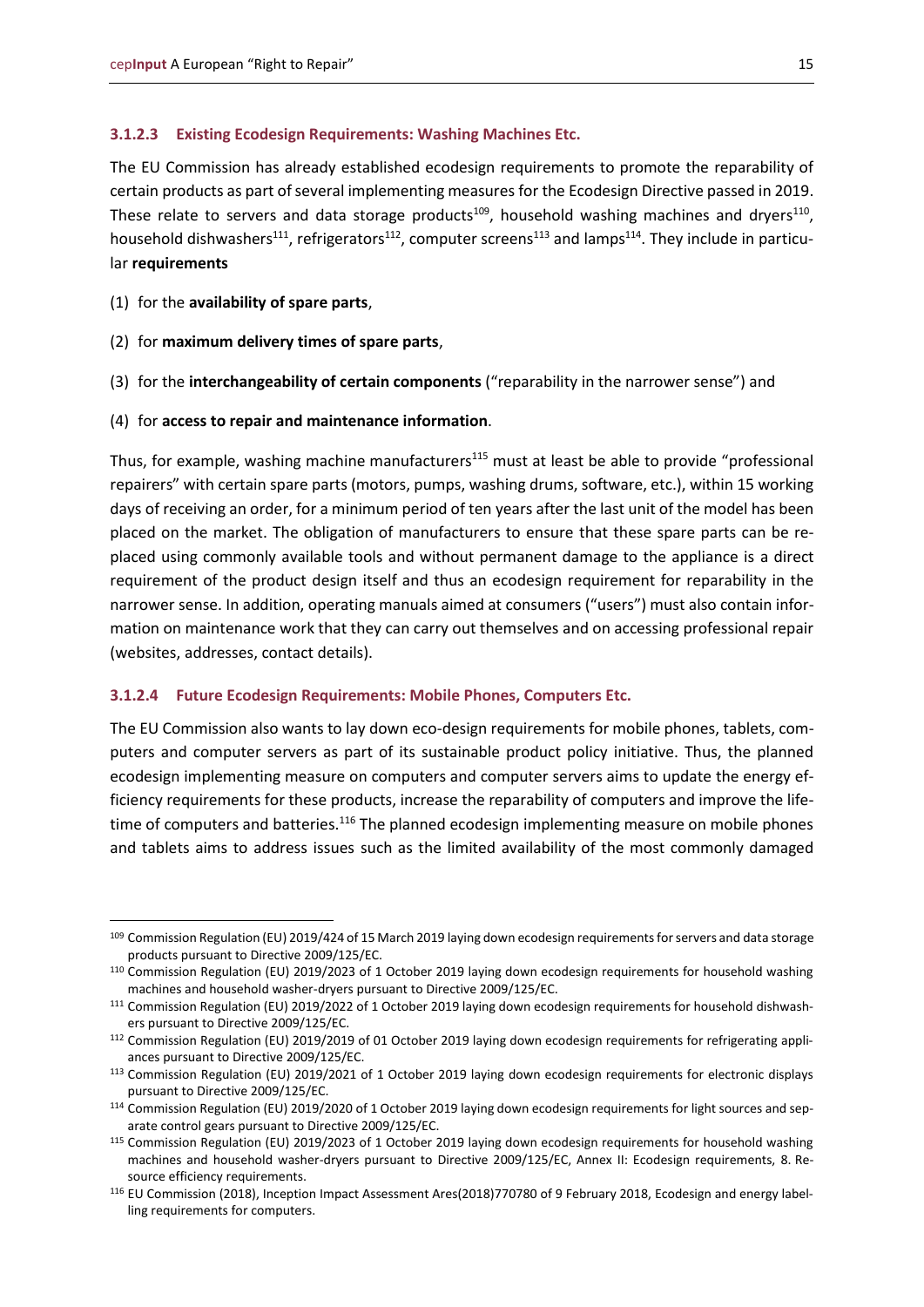#### 3.1.2.3 Existing Ecodesign Requirements: Washing Machines Etc.

The EU Commission has already established ecodesign requirements to promote the reparability of certain products as part of several implementing measures for the Ecodesign Directive passed in 2019. These relate to servers and data storage products[109], household washing machines and dryers[110], household dishwashers[111], refrigerators[112], computer screens[113] and lamps[114]. They include in particular **requirements**

(1) for the **availability of spare parts**,

(2) for **maximum delivery times of spare parts**,

(3) for the **interchangeability of certain components** ("reparability in the narrower sense") and

(4) for **access to repair and maintenance information**.

Thus, for example, washing machine manufacturers[115] must at least be able to provide "professional repairers" with certain spare parts (motors, pumps, washing drums, software, etc.), within 15 working days of receiving an order, for a minimum period of ten years after the last unit of the model has been placed on the market. The obligation of manufacturers to ensure that these spare parts can be replaced using commonly available tools and without permanent damage to the appliance is a direct requirement of the product design itself and thus an ecodesign requirement for reparability in the narrower sense. In addition, operating manuals aimed at consumers ("users") must also contain information on maintenance work that they can carry out themselves and on accessing professional repair (websites, addresses, contact details).

#### 3.1.2.4 Future Ecodesign Requirements: Mobile Phones, Computers Etc.

The EU Commission also wants to lay down eco-design requirements for mobile phones, tablets, computers and computer servers as part of its sustainable product policy initiative. Thus, the planned ecodesign implementing measure on computers and computer servers aims to update the energy efficiency requirements for these products, increase the reparability of computers and improve the lifetime of computers and batteries.[116] The planned ecodesign implementing measure on mobile phones and tablets aims to address issues such as the limited availability of the most commonly damaged

---

[109] Commission Regulation (EU) 2019/424 of 15 March 2019 laying down ecodesign requirements for servers and data storage products pursuant to Directive 2009/125/EC.

[110] Commission Regulation (EU) 2019/2023 of 1 October 2019 laying down ecodesign requirements for household washing machines and household washer-dryers pursuant to Directive 2009/125/EC.

[111] Commission Regulation (EU) 2019/2022 of 1 October 2019 laying down ecodesign requirements for household dishwashers pursuant to Directive 2009/125/EC.

[112] Commission Regulation (EU) 2019/2019 of 01 October 2019 laying down ecodesign requirements for refrigerating appliances pursuant to Directive 2009/125/EC.

[113] Commission Regulation (EU) 2019/2021 of 1 October 2019 laying down ecodesign requirements for electronic displays pursuant to Directive 2009/125/EC.

[114] Commission Regulation (EU) 2019/2020 of 1 October 2019 laying down ecodesign requirements for light sources and separate control gears pursuant to Directive 2009/125/EC.

[115] Commission Regulation (EU) 2019/2023 of 1 October 2019 laying down ecodesign requirements for household washing machines and household washer-dryers pursuant to Directive 2009/125/EC, Annex II: Ecodesign requirements, 8. Resource efficiency requirements.

[116] EU Commission (2018), Inception Impact Assessment Ares(2018)770780 of 9 February 2018, Ecodesign and energy labelling requirements for computers.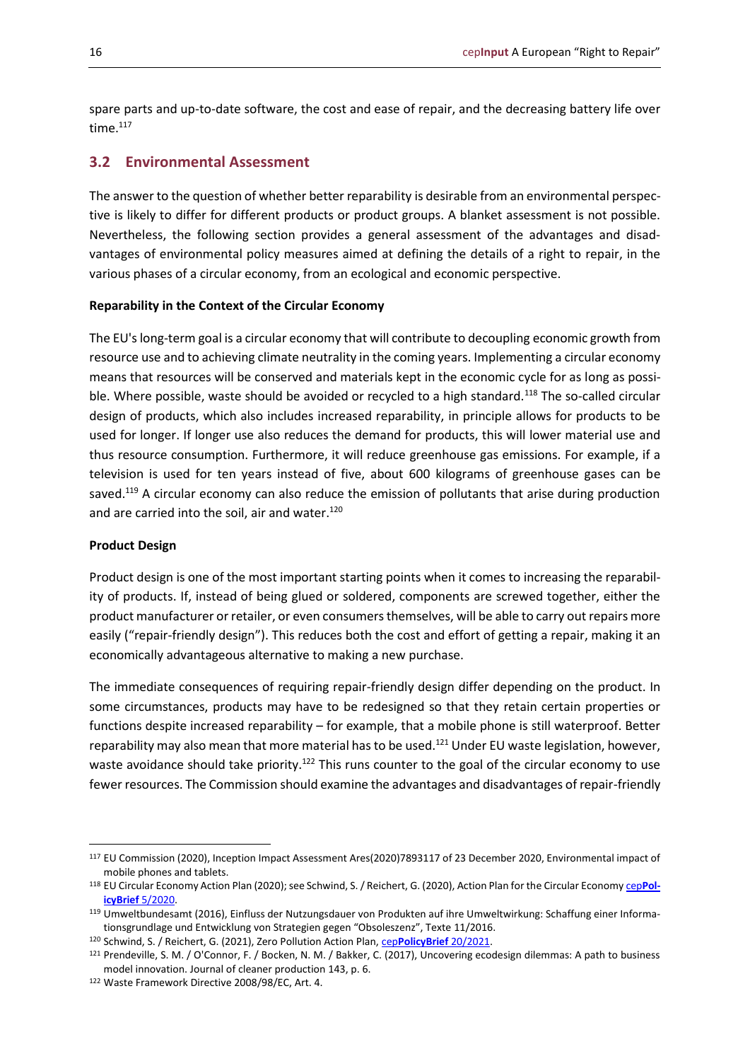spare parts and up-to-date software, the cost and ease of repair, and the decreasing battery life over time.[117]

## 3.2 Environmental Assessment

The answer to the question of whether better reparability is desirable from an environmental perspective is likely to differ for different products or product groups. A blanket assessment is not possible. Nevertheless, the following section provides a general assessment of the advantages and disadvantages of environmental policy measures aimed at defining the details of a right to repair, in the various phases of a circular economy, from an ecological and economic perspective.

**Reparability in the Context of the Circular Economy**

The EU's long-term goal is a circular economy that will contribute to decoupling economic growth from resource use and to achieving climate neutrality in the coming years. Implementing a circular economy means that resources will be conserved and materials kept in the economic cycle for as long as possible. Where possible, waste should be avoided or recycled to a high standard.[118] The so-called circular design of products, which also includes increased reparability, in principle allows for products to be used for longer. If longer use also reduces the demand for products, this will lower material use and thus resource consumption. Furthermore, it will reduce greenhouse gas emissions. For example, if a television is used for ten years instead of five, about 600 kilograms of greenhouse gases can be saved.[119] A circular economy can also reduce the emission of pollutants that arise during production and are carried into the soil, air and water.[120]

**Product Design**

Product design is one of the most important starting points when it comes to increasing the reparability of products. If, instead of being glued or soldered, components are screwed together, either the product manufacturer or retailer, or even consumers themselves, will be able to carry out repairs more easily ("repair-friendly design"). This reduces both the cost and effort of getting a repair, making it an economically advantageous alternative to making a new purchase.

The immediate consequences of requiring repair-friendly design differ depending on the product. In some circumstances, products may have to be redesigned so that they retain certain properties or functions despite increased reparability – for example, that a mobile phone is still waterproof. Better reparability may also mean that more material has to be used.[121] Under EU waste legislation, however, waste avoidance should take priority.[122] This runs counter to the goal of the circular economy to use fewer resources. The Commission should examine the advantages and disadvantages of repair-friendly

---

[117] EU Commission (2020), Inception Impact Assessment Ares(2020)7893117 of 23 December 2020, Environmental impact of mobile phones and tablets.

[118] EU Circular Economy Action Plan (2020); see Schwind, S. / Reichert, G. (2020), Action Plan for the Circular Economy **cepPolicyBrief** 5/2020.

[119] Umweltbundesamt (2016), Einfluss der Nutzungsdauer von Produkten auf ihre Umweltwirkung: Schaffung einer Informationsgrundlage und Entwicklung von Strategien gegen "Obsoleszenz", Texte 11/2016.

[120] Schwind, S. / Reichert, G. (2021), Zero Pollution Action Plan, **cepPolicyBrief** 20/2021.

[121] Prendeville, S. M. / O'Connor, F. / Bocken, N. M. / Bakker, C. (2017), Uncovering ecodesign dilemmas: A path to business model innovation. Journal of cleaner production 143, p. 6.

[122] Waste Framework Directive 2008/98/EC, Art. 4.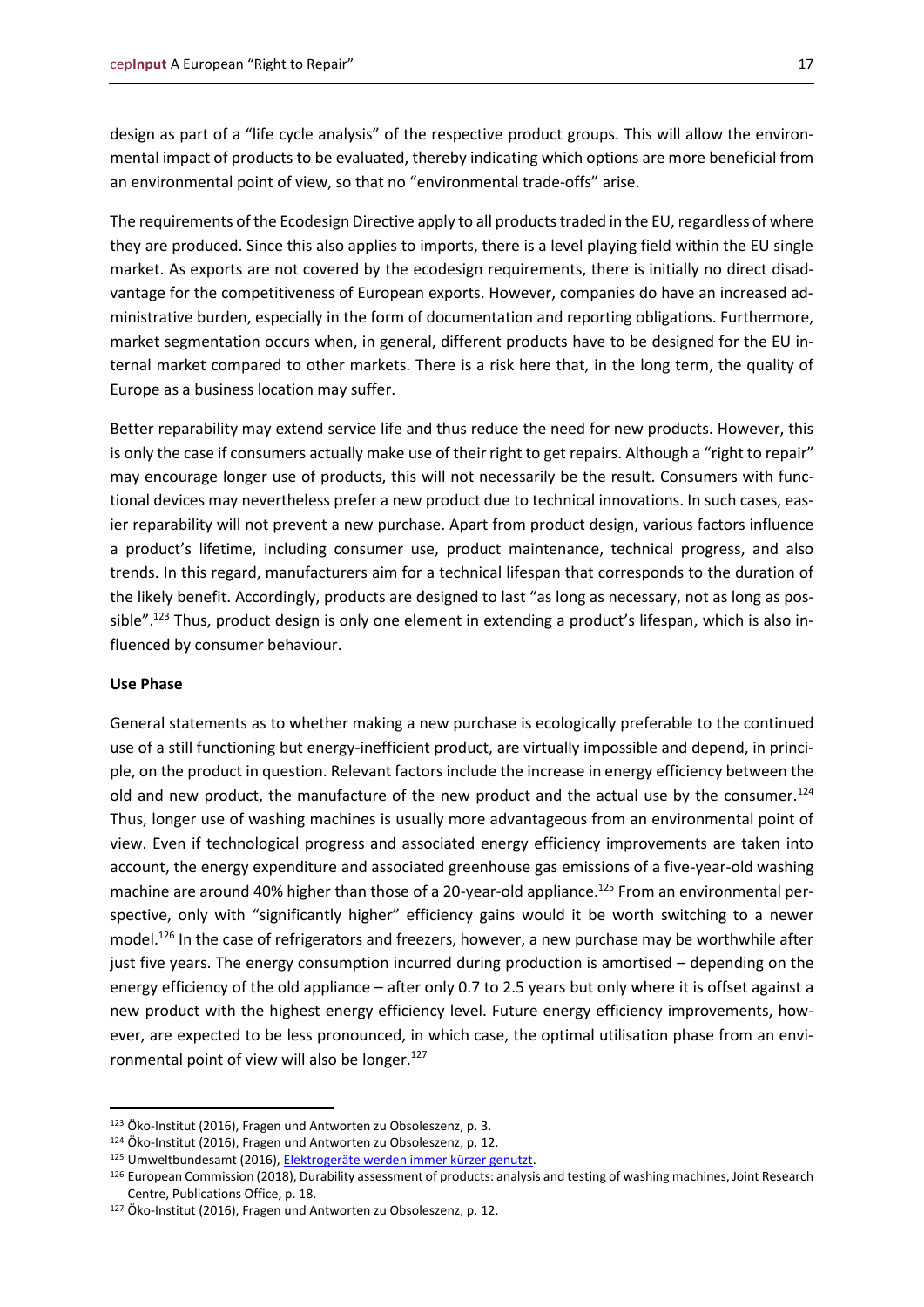design as part of a "life cycle analysis" of the respective product groups. This will allow the environmental impact of products to be evaluated, thereby indicating which options are more beneficial from an environmental point of view, so that no "environmental trade-offs" arise.

The requirements of the Ecodesign Directive apply to all products traded in the EU, regardless of where they are produced. Since this also applies to imports, there is a level playing field within the EU single market. As exports are not covered by the ecodesign requirements, there is initially no direct disadvantage for the competitiveness of European exports. However, companies do have an increased administrative burden, especially in the form of documentation and reporting obligations. Furthermore, market segmentation occurs when, in general, different products have to be designed for the EU internal market compared to other markets. There is a risk here that, in the long term, the quality of Europe as a business location may suffer.

Better reparability may extend service life and thus reduce the need for new products. However, this is only the case if consumers actually make use of their right to get repairs. Although a "right to repair" may encourage longer use of products, this will not necessarily be the result. Consumers with functional devices may nevertheless prefer a new product due to technical innovations. In such cases, easier reparability will not prevent a new purchase. Apart from product design, various factors influence a product's lifetime, including consumer use, product maintenance, technical progress, and also trends. In this regard, manufacturers aim for a technical lifespan that corresponds to the duration of the likely benefit. Accordingly, products are designed to last "as long as necessary, not as long as possible".[123] Thus, product design is only one element in extending a product's lifespan, which is also influenced by consumer behaviour.

**Use Phase**

General statements as to whether making a new purchase is ecologically preferable to the continued use of a still functioning but energy-inefficient product, are virtually impossible and depend, in principle, on the product in question. Relevant factors include the increase in energy efficiency between the old and new product, the manufacture of the new product and the actual use by the consumer.[124] Thus, longer use of washing machines is usually more advantageous from an environmental point of view. Even if technological progress and associated energy efficiency improvements are taken into account, the energy expenditure and associated greenhouse gas emissions of a five-year-old washing machine are around 40% higher than those of a 20-year-old appliance.[125] From an environmental perspective, only with "significantly higher" efficiency gains would it be worth switching to a newer model.[126] In the case of refrigerators and freezers, however, a new purchase may be worthwhile after just five years. The energy consumption incurred during production is amortised – depending on the energy efficiency of the old appliance – after only 0.7 to 2.5 years but only where it is offset against a new product with the highest energy efficiency level. Future energy efficiency improvements, however, are expected to be less pronounced, in which case, the optimal utilisation phase from an environmental point of view will also be longer.[127]

---

[123] Öko-Institut (2016), Fragen und Antworten zu Obsoleszenz, p. 3.

[124] Öko-Institut (2016), Fragen und Antworten zu Obsoleszenz, p. 12.

[125] Umweltbundesamt (2016), Elektrogeräte werden immer kürzer genutzt.

[126] European Commission (2018), Durability assessment of products: analysis and testing of washing machines, Joint Research Centre, Publications Office, p. 18.

[127] Öko-Institut (2016), Fragen und Antworten zu Obsoleszenz, p. 12.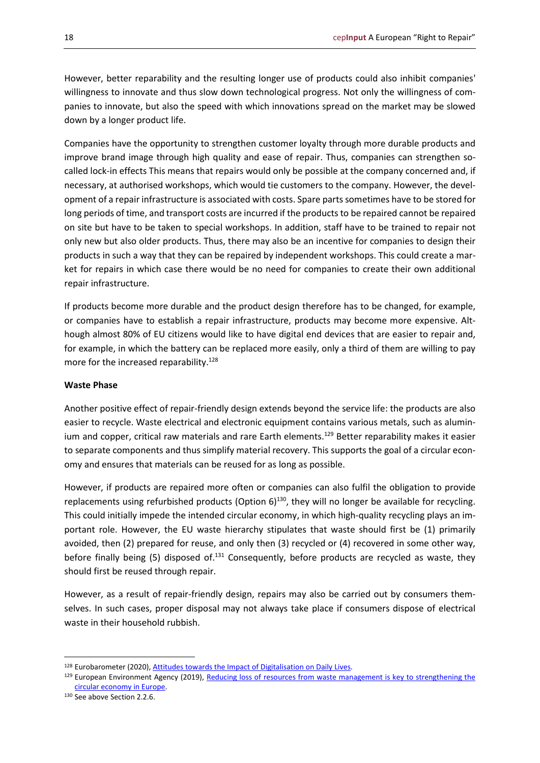However, better reparability and the resulting longer use of products could also inhibit companies' willingness to innovate and thus slow down technological progress. Not only the willingness of companies to innovate, but also the speed with which innovations spread on the market may be slowed down by a longer product life.

Companies have the opportunity to strengthen customer loyalty through more durable products and improve brand image through high quality and ease of repair. Thus, companies can strengthen so-called lock-in effects This means that repairs would only be possible at the company concerned and, if necessary, at authorised workshops, which would tie customers to the company. However, the development of a repair infrastructure is associated with costs. Spare parts sometimes have to be stored for long periods of time, and transport costs are incurred if the products to be repaired cannot be repaired on site but have to be taken to special workshops. In addition, staff have to be trained to repair not only new but also older products. Thus, there may also be an incentive for companies to design their products in such a way that they can be repaired by independent workshops. This could create a market for repairs in which case there would be no need for companies to create their own additional repair infrastructure.

If products become more durable and the product design therefore has to be changed, for example, or companies have to establish a repair infrastructure, products may become more expensive. Although almost 80% of EU citizens would like to have digital end devices that are easier to repair and, for example, in which the battery can be replaced more easily, only a third of them are willing to pay more for the increased reparability.[128]

**Waste Phase**

Another positive effect of repair-friendly design extends beyond the service life: the products are also easier to recycle. Waste electrical and electronic equipment contains various metals, such as aluminium and copper, critical raw materials and rare Earth elements.[129] Better reparability makes it easier to separate components and thus simplify material recovery. This supports the goal of a circular economy and ensures that materials can be reused for as long as possible.

However, if products are repaired more often or companies can also fulfil the obligation to provide replacements using refurbished products (Option 6)[130], they will no longer be available for recycling. This could initially impede the intended circular economy, in which high-quality recycling plays an important role. However, the EU waste hierarchy stipulates that waste should first be (1) primarily avoided, then (2) prepared for reuse, and only then (3) recycled or (4) recovered in some other way, before finally being (5) disposed of.[131] Consequently, before products are recycled as waste, they should first be reused through repair.

However, as a result of repair-friendly design, repairs may also be carried out by consumers themselves. In such cases, proper disposal may not always take place if consumers dispose of electrical waste in their household rubbish.

---

[128] Eurobarometer (2020), Attitudes towards the Impact of Digitalisation on Daily Lives.

[129] European Environment Agency (2019), Reducing loss of resources from waste management is key to strengthening the circular economy in Europe.

[130] See above Section 2.2.6.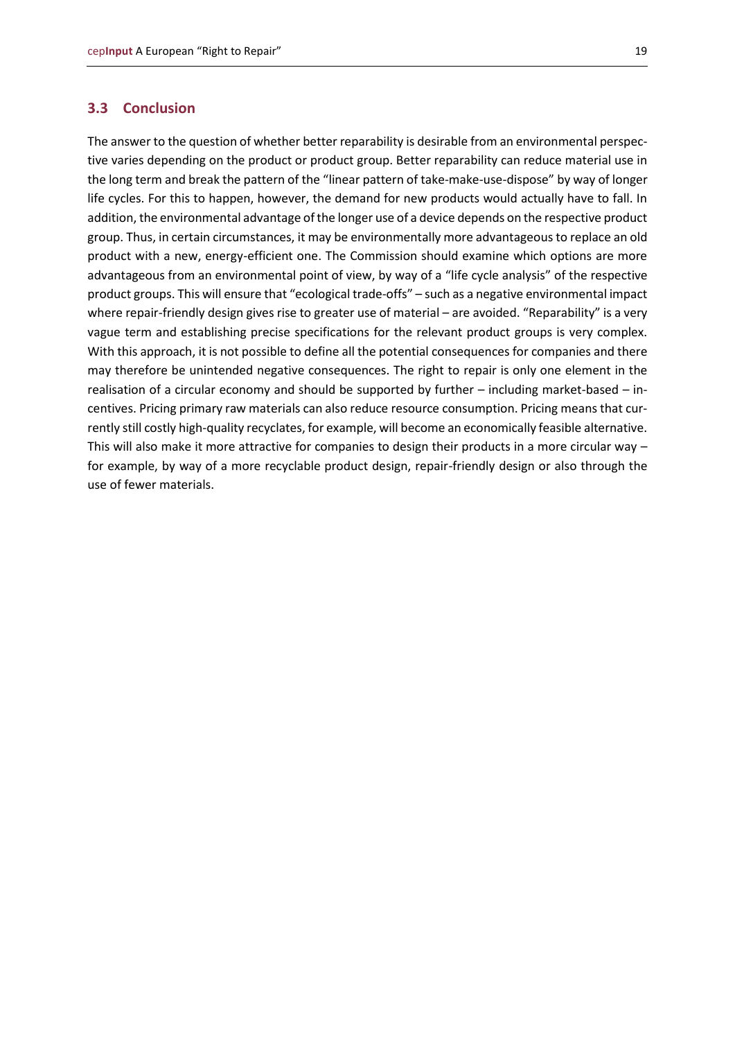### 3.3 Conclusion

The answer to the question of whether better reparability is desirable from an environmental perspective varies depending on the product or product group. Better reparability can reduce material use in the long term and break the pattern of the "linear pattern of take-make-use-dispose" by way of longer life cycles. For this to happen, however, the demand for new products would actually have to fall. In addition, the environmental advantage of the longer use of a device depends on the respective product group. Thus, in certain circumstances, it may be environmentally more advantageous to replace an old product with a new, energy-efficient one. The Commission should examine which options are more advantageous from an environmental point of view, by way of a "life cycle analysis" of the respective product groups. This will ensure that "ecological trade-offs" – such as a negative environmental impact where repair-friendly design gives rise to greater use of material – are avoided. "Reparability" is a very vague term and establishing precise specifications for the relevant product groups is very complex. With this approach, it is not possible to define all the potential consequences for companies and there may therefore be unintended negative consequences. The right to repair is only one element in the realisation of a circular economy and should be supported by further – including market-based – incentives. Pricing primary raw materials can also reduce resource consumption. Pricing means that currently still costly high-quality recyclates, for example, will become an economically feasible alternative. This will also make it more attractive for companies to design their products in a more circular way – for example, by way of a more recyclable product design, repair-friendly design or also through the use of fewer materials.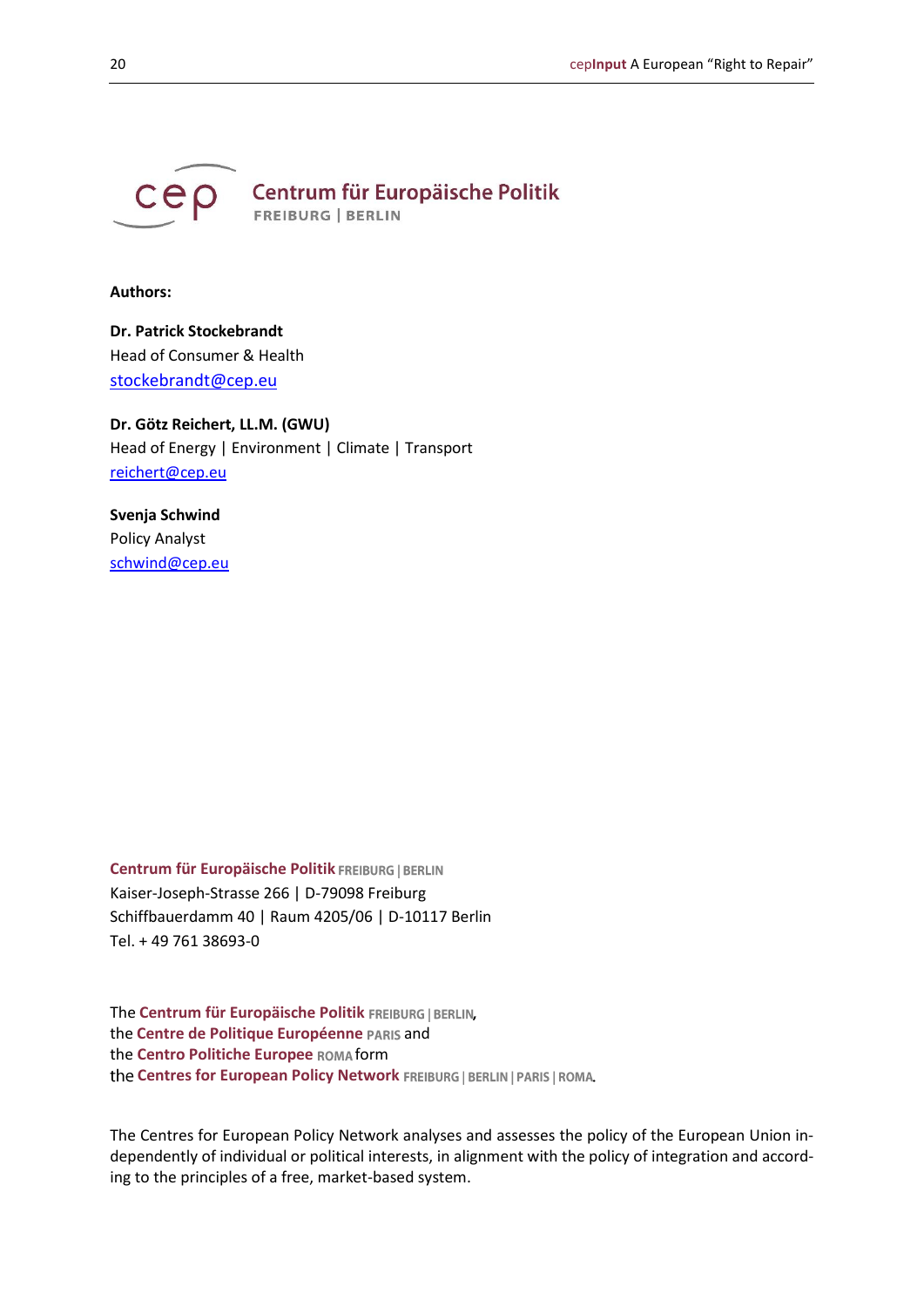**Centrum für Europäische Politik**
FREIBURG | BERLIN

**Authors:**

**Dr. Patrick Stockebrandt**
Head of Consumer & Health
stockebrandt@cep.eu

**Dr. Götz Reichert, LL.M. (GWU)**
Head of Energy | Environment | Climate | Transport
reichert@cep.eu

**Svenja Schwind**
Policy Analyst
schwind@cep.eu

**Centrum für Europäische Politik** FREIBURG | BERLIN
Kaiser-Joseph-Strasse 266 | D-79098 Freiburg
Schiffbauerdamm 40 | Raum 4205/06 | D-10117 Berlin
Tel. + 49 761 38693-0

The **Centrum für Europäische Politik** FREIBURG | BERLIN,
the **Centre de Politique Européenne** PARIS and
the **Centro Politiche Europee** ROMA form
the **Centres for European Policy Network** FREIBURG | BERLIN | PARIS | ROMA.

The Centres for European Policy Network analyses and assesses the policy of the European Union independently of individual or political interests, in alignment with the policy of integration and according to the principles of a free, market-based system.